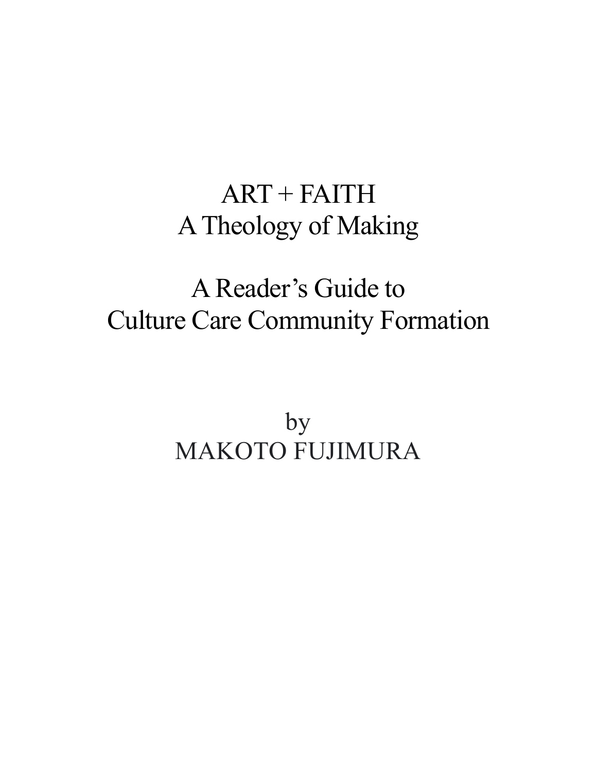# ART + FAITH
# A Theology of Making

## A Reader's Guide to
## Culture Care Community Formation

by

MAKOTO FUJIMURA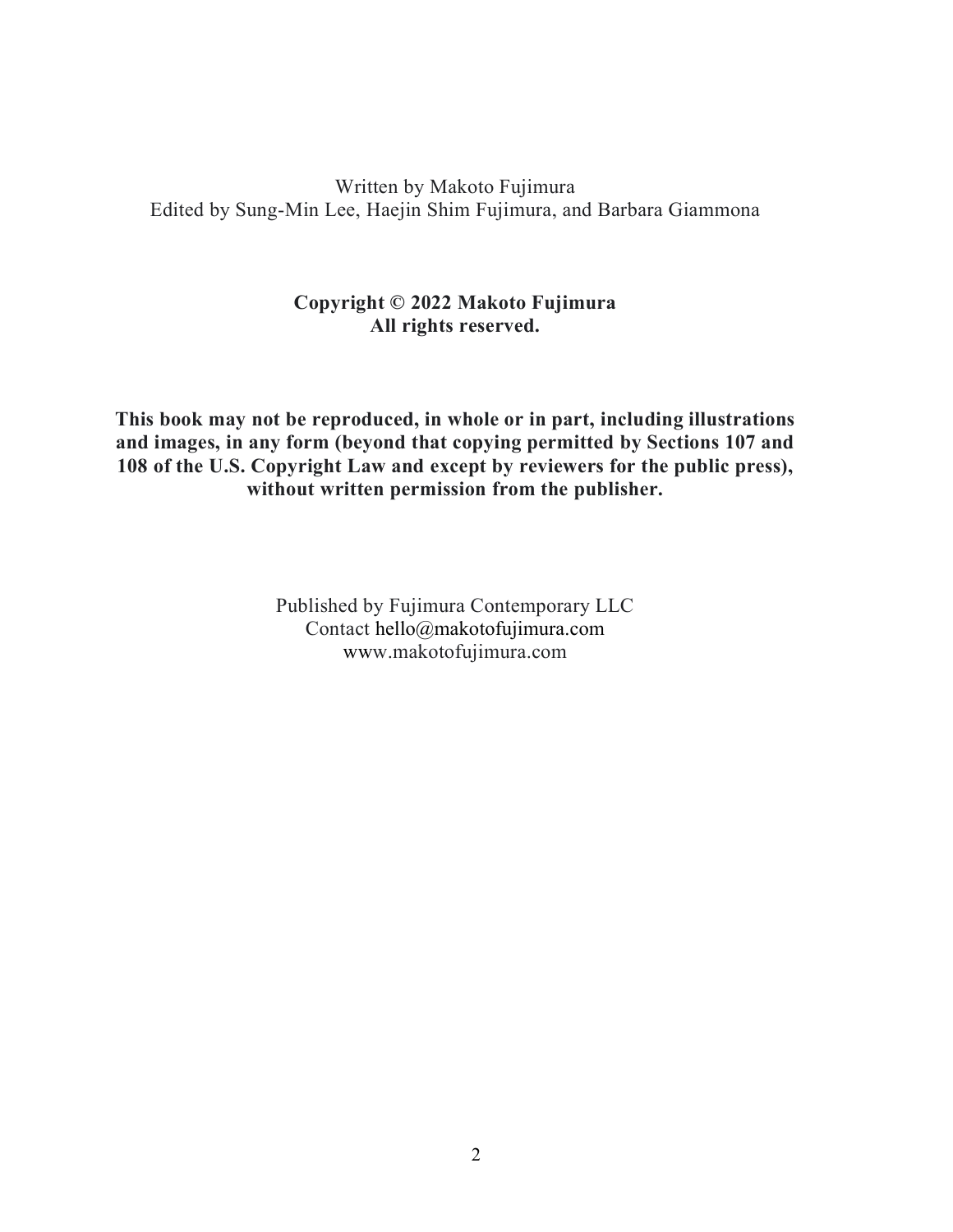Written by Makoto Fujimura
Edited by Sung-Min Lee, Haejin Shim Fujimura, and Barbara Giammona

**Copyright © 2022 Makoto Fujimura**
**All rights reserved.**

**This book may not be reproduced, in whole or in part, including illustrations and images, in any form (beyond that copying permitted by Sections 107 and 108 of the U.S. Copyright Law and except by reviewers for the public press), without written permission from the publisher.**

Published by Fujimura Contemporary LLC
Contact hello@makotofujimura.com
www.makotofujimura.com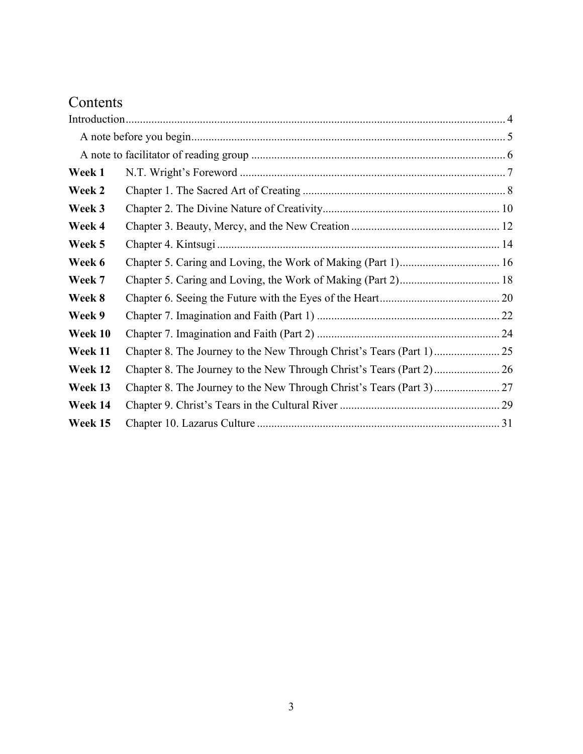# Contents

Introduction ..... 4

- A note before you begin ..... 5
- A note to facilitator of reading group ..... 6

| | | |
|---|---|---|
| **Week 1** | N.T. Wright's Foreword | 7 |
| **Week 2** | Chapter 1. The Sacred Art of Creating | 8 |
| **Week 3** | Chapter 2. The Divine Nature of Creativity | 10 |
| **Week 4** | Chapter 3. Beauty, Mercy, and the New Creation | 12 |
| **Week 5** | Chapter 4. Kintsugi | 14 |
| **Week 6** | Chapter 5. Caring and Loving, the Work of Making (Part 1) | 16 |
| **Week 7** | Chapter 5. Caring and Loving, the Work of Making (Part 2) | 18 |
| **Week 8** | Chapter 6. Seeing the Future with the Eyes of the Heart | 20 |
| **Week 9** | Chapter 7. Imagination and Faith (Part 1) | 22 |
| **Week 10** | Chapter 7. Imagination and Faith (Part 2) | 24 |
| **Week 11** | Chapter 8. The Journey to the New Through Christ's Tears (Part 1) | 25 |
| **Week 12** | Chapter 8. The Journey to the New Through Christ's Tears (Part 2) | 26 |
| **Week 13** | Chapter 8. The Journey to the New Through Christ's Tears (Part 3) | 27 |
| **Week 14** | Chapter 9. Christ's Tears in the Cultural River | 29 |
| **Week 15** | Chapter 10. Lazarus Culture | 31 |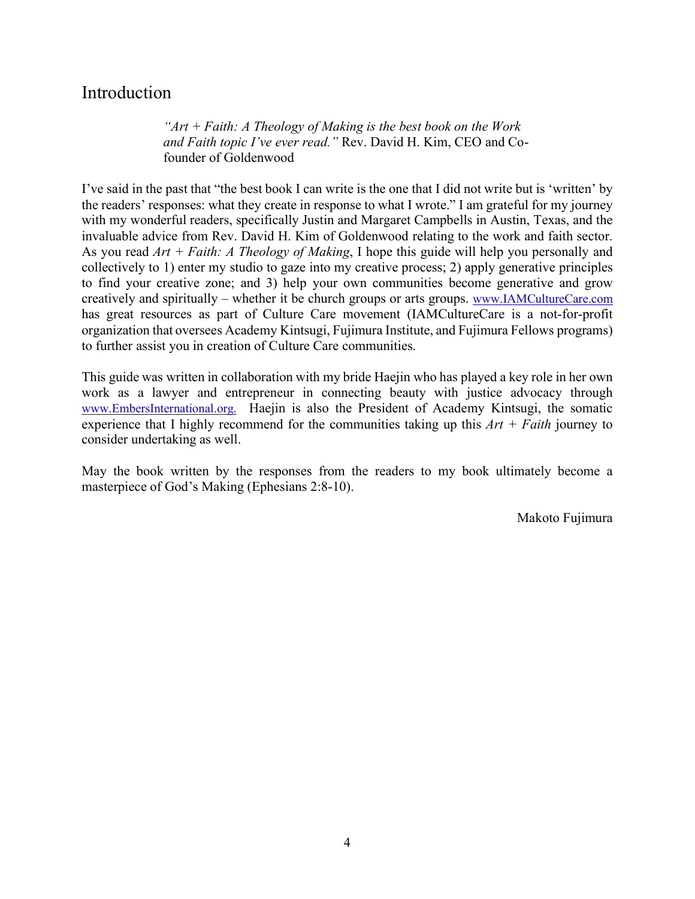# Introduction

> *"Art + Faith: A Theology of Making is the best book on the Work and Faith topic I've ever read."* Rev. David H. Kim, CEO and Co-founder of Goldenwood

I've said in the past that "the best book I can write is the one that I did not write but is 'written' by the readers' responses: what they create in response to what I wrote." I am grateful for my journey with my wonderful readers, specifically Justin and Margaret Campbells in Austin, Texas, and the invaluable advice from Rev. David H. Kim of Goldenwood relating to the work and faith sector. As you read *Art + Faith: A Theology of Making*, I hope this guide will help you personally and collectively to 1) enter my studio to gaze into my creative process; 2) apply generative principles to find your creative zone; and 3) help your own communities become generative and grow creatively and spiritually – whether it be church groups or arts groups. www.IAMCultureCare.com has great resources as part of Culture Care movement (IAMCultureCare is a not-for-profit organization that oversees Academy Kintsugi, Fujimura Institute, and Fujimura Fellows programs) to further assist you in creation of Culture Care communities.

This guide was written in collaboration with my bride Haejin who has played a key role in her own work as a lawyer and entrepreneur in connecting beauty with justice advocacy through www.EmbersInternational.org. Haejin is also the President of Academy Kintsugi, the somatic experience that I highly recommend for the communities taking up this *Art + Faith* journey to consider undertaking as well.

May the book written by the responses from the readers to my book ultimately become a masterpiece of God's Making (Ephesians 2:8-10).

Makoto Fujimura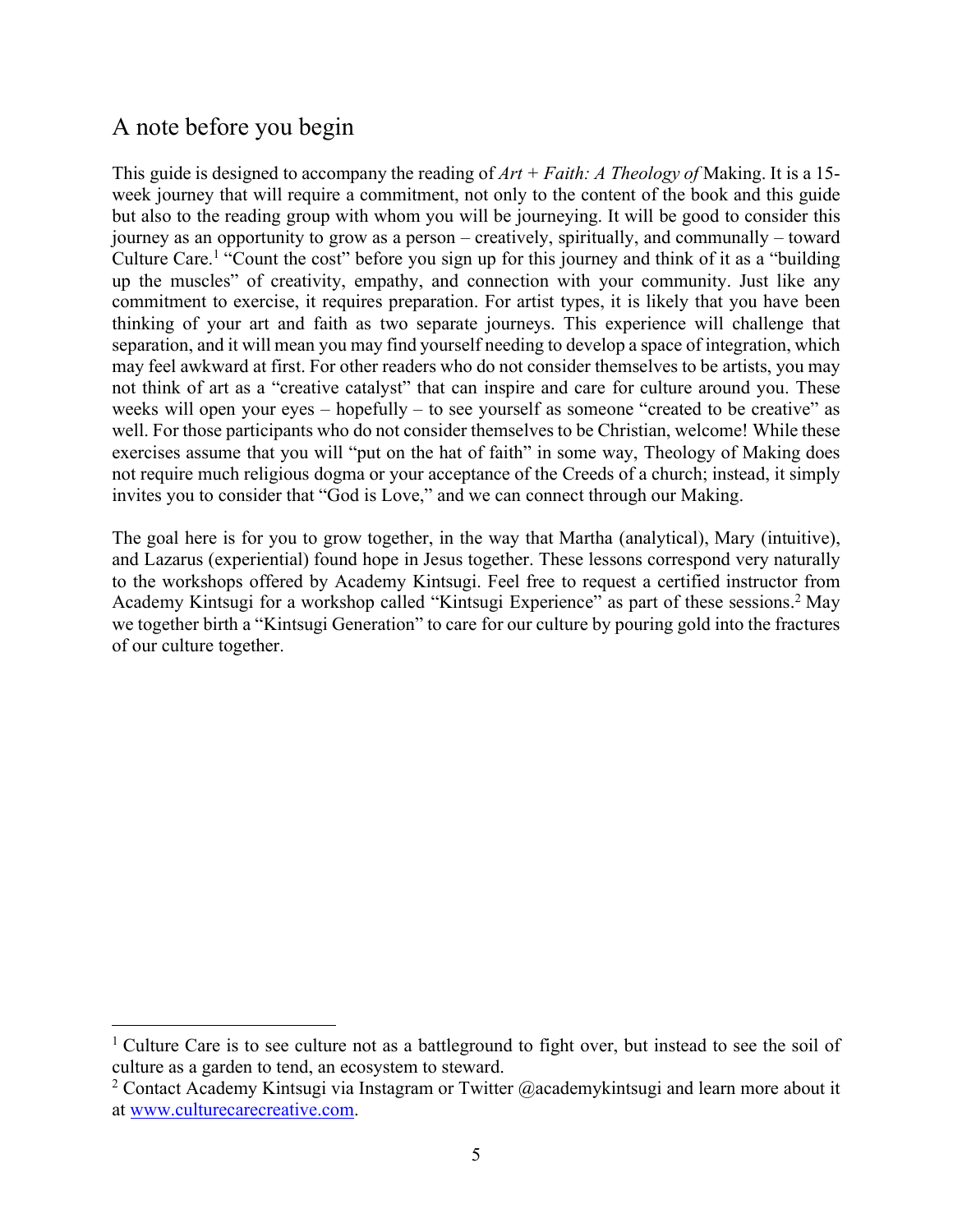## A note before you begin

This guide is designed to accompany the reading of *Art + Faith: A Theology of* Making. It is a 15-week journey that will require a commitment, not only to the content of the book and this guide but also to the reading group with whom you will be journeying. It will be good to consider this journey as an opportunity to grow as a person – creatively, spiritually, and communally – toward Culture Care.[1] "Count the cost" before you sign up for this journey and think of it as a "building up the muscles" of creativity, empathy, and connection with your community. Just like any commitment to exercise, it requires preparation. For artist types, it is likely that you have been thinking of your art and faith as two separate journeys. This experience will challenge that separation, and it will mean you may find yourself needing to develop a space of integration, which may feel awkward at first. For other readers who do not consider themselves to be artists, you may not think of art as a "creative catalyst" that can inspire and care for culture around you. These weeks will open your eyes – hopefully – to see yourself as someone "created to be creative" as well. For those participants who do not consider themselves to be Christian, welcome! While these exercises assume that you will "put on the hat of faith" in some way, Theology of Making does not require much religious dogma or your acceptance of the Creeds of a church; instead, it simply invites you to consider that "God is Love," and we can connect through our Making.

The goal here is for you to grow together, in the way that Martha (analytical), Mary (intuitive), and Lazarus (experiential) found hope in Jesus together. These lessons correspond very naturally to the workshops offered by Academy Kintsugi. Feel free to request a certified instructor from Academy Kintsugi for a workshop called "Kintsugi Experience" as part of these sessions.[2] May we together birth a "Kintsugi Generation" to care for our culture by pouring gold into the fractures of our culture together.

---

[1] Culture Care is to see culture not as a battleground to fight over, but instead to see the soil of culture as a garden to tend, an ecosystem to steward.

[2] Contact Academy Kintsugi via Instagram or Twitter @academykintsugi and learn more about it at [www.culturecarecreative.com](http://www.culturecarecreative.com).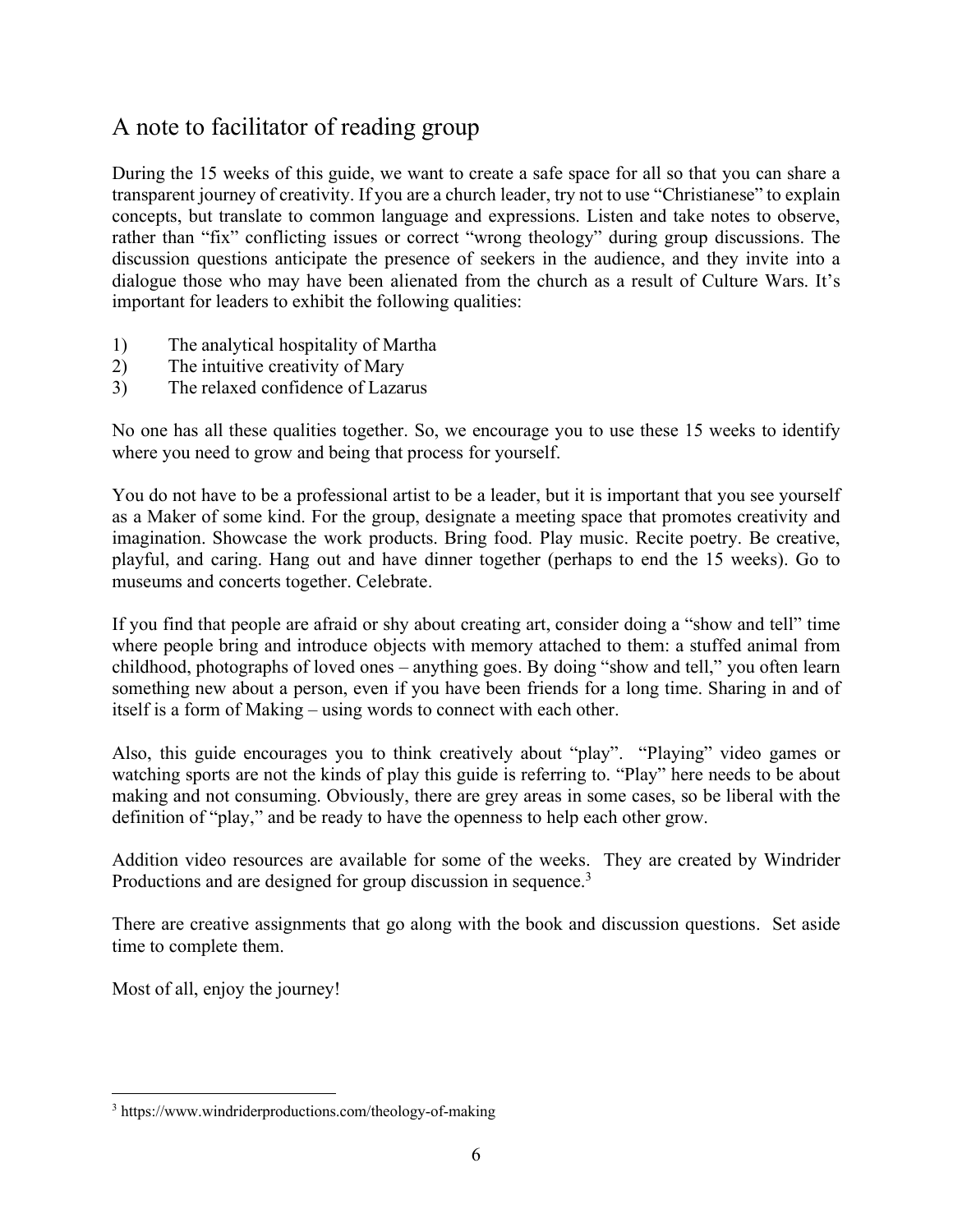## A note to facilitator of reading group

During the 15 weeks of this guide, we want to create a safe space for all so that you can share a transparent journey of creativity. If you are a church leader, try not to use "Christianese" to explain concepts, but translate to common language and expressions. Listen and take notes to observe, rather than "fix" conflicting issues or correct "wrong theology" during group discussions. The discussion questions anticipate the presence of seekers in the audience, and they invite into a dialogue those who may have been alienated from the church as a result of Culture Wars. It's important for leaders to exhibit the following qualities:

1) The analytical hospitality of Martha
2) The intuitive creativity of Mary
3) The relaxed confidence of Lazarus

No one has all these qualities together. So, we encourage you to use these 15 weeks to identify where you need to grow and being that process for yourself.

You do not have to be a professional artist to be a leader, but it is important that you see yourself as a Maker of some kind. For the group, designate a meeting space that promotes creativity and imagination. Showcase the work products. Bring food. Play music. Recite poetry. Be creative, playful, and caring. Hang out and have dinner together (perhaps to end the 15 weeks). Go to museums and concerts together. Celebrate.

If you find that people are afraid or shy about creating art, consider doing a "show and tell" time where people bring and introduce objects with memory attached to them: a stuffed animal from childhood, photographs of loved ones – anything goes. By doing "show and tell," you often learn something new about a person, even if you have been friends for a long time. Sharing in and of itself is a form of Making – using words to connect with each other.

Also, this guide encourages you to think creatively about "play". "Playing" video games or watching sports are not the kinds of play this guide is referring to. "Play" here needs to be about making and not consuming. Obviously, there are grey areas in some cases, so be liberal with the definition of "play," and be ready to have the openness to help each other grow.

Addition video resources are available for some of the weeks. They are created by Windrider Productions and are designed for group discussion in sequence.[3]

There are creative assignments that go along with the book and discussion questions. Set aside time to complete them.

Most of all, enjoy the journey!

[3] https://www.windriderproductions.com/theology-of-making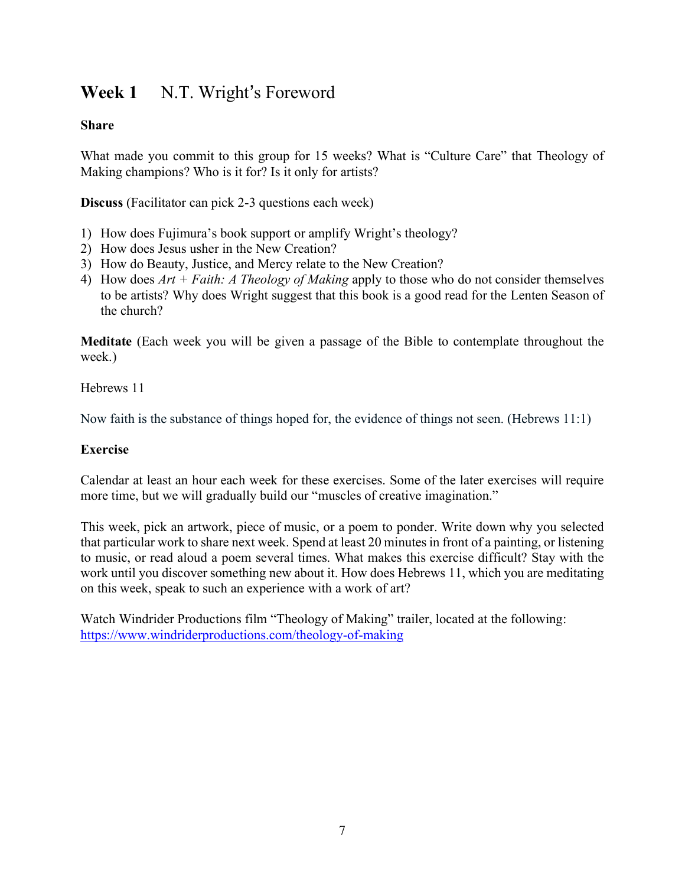# **Week 1** N.T. Wright's Foreword

**Share**

What made you commit to this group for 15 weeks? What is "Culture Care" that Theology of Making champions? Who is it for? Is it only for artists?

**Discuss** (Facilitator can pick 2-3 questions each week)

1) How does Fujimura's book support or amplify Wright's theology?
2) How does Jesus usher in the New Creation?
3) How do Beauty, Justice, and Mercy relate to the New Creation?
4) How does *Art + Faith: A Theology of Making* apply to those who do not consider themselves to be artists? Why does Wright suggest that this book is a good read for the Lenten Season of the church?

**Meditate** (Each week you will be given a passage of the Bible to contemplate throughout the week.)

Hebrews 11

Now faith is the substance of things hoped for, the evidence of things not seen. (Hebrews 11:1)

**Exercise**

Calendar at least an hour each week for these exercises. Some of the later exercises will require more time, but we will gradually build our "muscles of creative imagination."

This week, pick an artwork, piece of music, or a poem to ponder. Write down why you selected that particular work to share next week. Spend at least 20 minutes in front of a painting, or listening to music, or read aloud a poem several times. What makes this exercise difficult? Stay with the work until you discover something new about it. How does Hebrews 11, which you are meditating on this week, speak to such an experience with a work of art?

Watch Windrider Productions film "Theology of Making" trailer, located at the following: https://www.windriderproductions.com/theology-of-making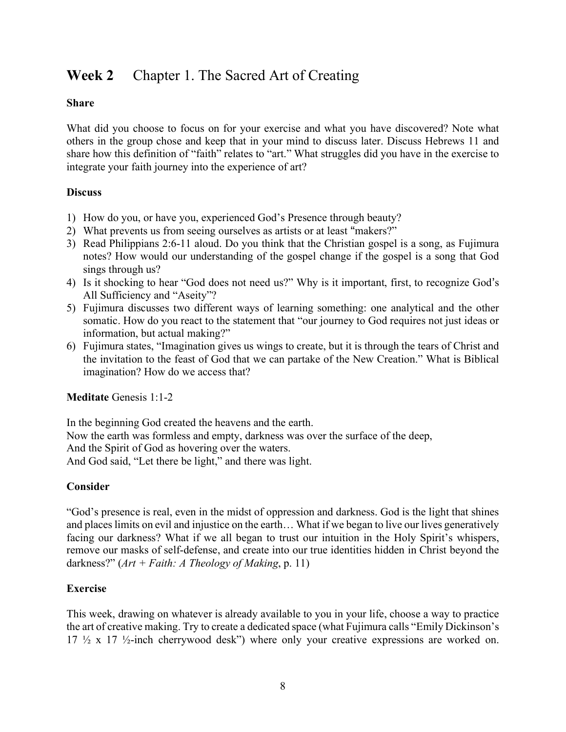## **Week 2** Chapter 1. The Sacred Art of Creating

**Share**

What did you choose to focus on for your exercise and what you have discovered? Note what others in the group chose and keep that in your mind to discuss later. Discuss Hebrews 11 and share how this definition of "faith" relates to "art." What struggles did you have in the exercise to integrate your faith journey into the experience of art?

**Discuss**

1) How do you, or have you, experienced God's Presence through beauty?
2) What prevents us from seeing ourselves as artists or at least "makers?"
3) Read Philippians 2:6-11 aloud. Do you think that the Christian gospel is a song, as Fujimura notes? How would our understanding of the gospel change if the gospel is a song that God sings through us?
4) Is it shocking to hear "God does not need us?" Why is it important, first, to recognize God's All Sufficiency and "Aseity"?
5) Fujimura discusses two different ways of learning something: one analytical and the other somatic. How do you react to the statement that "our journey to God requires not just ideas or information, but actual making?"
6) Fujimura states, "Imagination gives us wings to create, but it is through the tears of Christ and the invitation to the feast of God that we can partake of the New Creation." What is Biblical imagination? How do we access that?

**Meditate** Genesis 1:1-2

In the beginning God created the heavens and the earth.
Now the earth was formless and empty, darkness was over the surface of the deep,
And the Spirit of God as hovering over the waters.
And God said, "Let there be light," and there was light.

**Consider**

"God's presence is real, even in the midst of oppression and darkness. God is the light that shines and places limits on evil and injustice on the earth… What if we began to live our lives generatively facing our darkness? What if we all began to trust our intuition in the Holy Spirit's whispers, remove our masks of self-defense, and create into our true identities hidden in Christ beyond the darkness?" (*Art + Faith: A Theology of Making*, p. 11)

**Exercise**

This week, drawing on whatever is already available to you in your life, choose a way to practice the art of creative making. Try to create a dedicated space (what Fujimura calls "Emily Dickinson's 17 ½ x 17 ½-inch cherrywood desk") where only your creative expressions are worked on.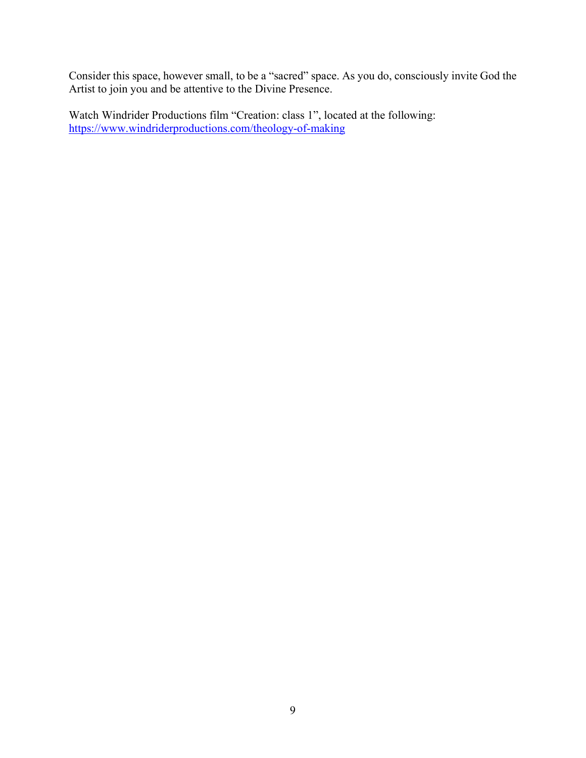Consider this space, however small, to be a "sacred" space. As you do, consciously invite God the Artist to join you and be attentive to the Divine Presence.

Watch Windrider Productions film "Creation: class 1", located at the following: [https://www.windriderproductions.com/theology-of-making](https://www.windriderproductions.com/theology-of-making)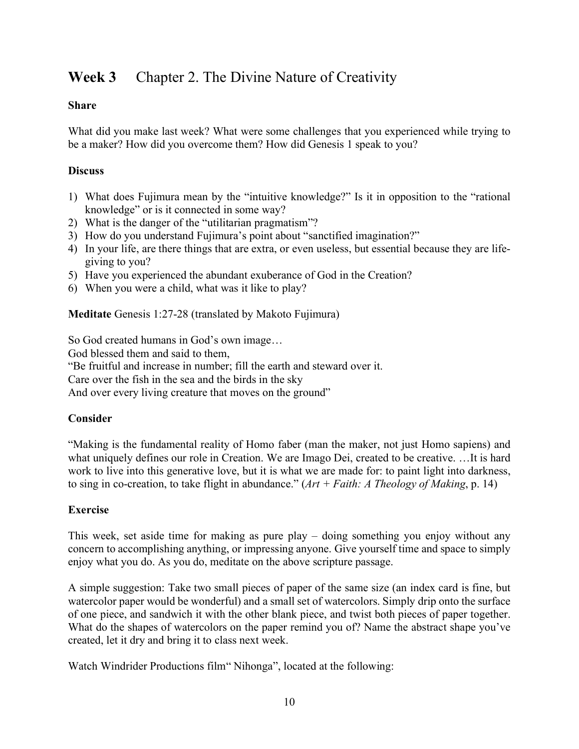## **Week 3** Chapter 2. The Divine Nature of Creativity

**Share**

What did you make last week? What were some challenges that you experienced while trying to be a maker? How did you overcome them? How did Genesis 1 speak to you?

**Discuss**

1) What does Fujimura mean by the "intuitive knowledge?" Is it in opposition to the "rational knowledge" or is it connected in some way?
2) What is the danger of the "utilitarian pragmatism"?
3) How do you understand Fujimura's point about "sanctified imagination?"
4) In your life, are there things that are extra, or even useless, but essential because they are life-giving to you?
5) Have you experienced the abundant exuberance of God in the Creation?
6) When you were a child, what was it like to play?

**Meditate** Genesis 1:27-28 (translated by Makoto Fujimura)

So God created humans in God's own image…
God blessed them and said to them,
"Be fruitful and increase in number; fill the earth and steward over it.
Care over the fish in the sea and the birds in the sky
And over every living creature that moves on the ground"

**Consider**

"Making is the fundamental reality of Homo faber (man the maker, not just Homo sapiens) and what uniquely defines our role in Creation. We are Imago Dei, created to be creative. …It is hard work to live into this generative love, but it is what we are made for: to paint light into darkness, to sing in co-creation, to take flight in abundance." (*Art + Faith: A Theology of Making*, p. 14)

**Exercise**

This week, set aside time for making as pure play – doing something you enjoy without any concern to accomplishing anything, or impressing anyone. Give yourself time and space to simply enjoy what you do. As you do, meditate on the above scripture passage.

A simple suggestion: Take two small pieces of paper of the same size (an index card is fine, but watercolor paper would be wonderful) and a small set of watercolors. Simply drip onto the surface of one piece, and sandwich it with the other blank piece, and twist both pieces of paper together. What do the shapes of watercolors on the paper remind you of? Name the abstract shape you've created, let it dry and bring it to class next week.

Watch Windrider Productions film" Nihonga", located at the following: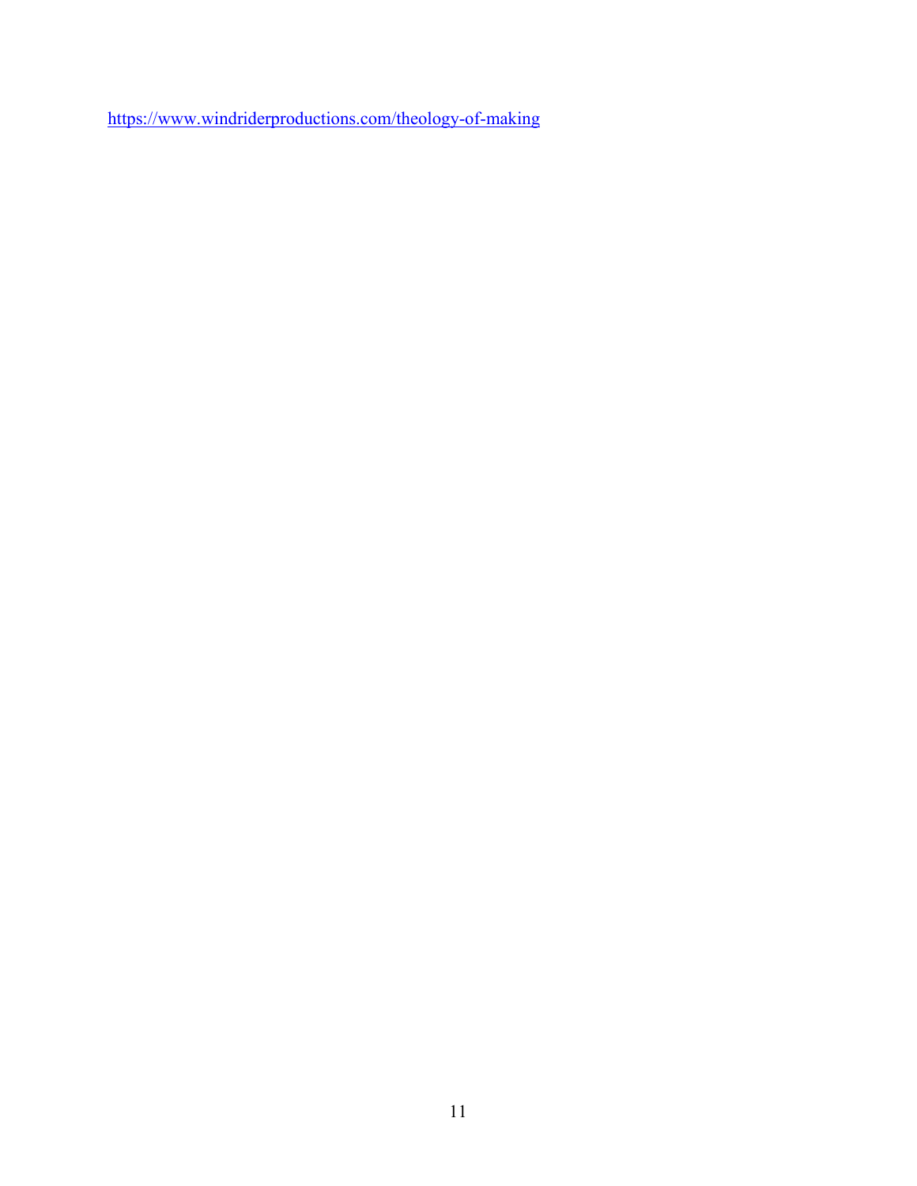https://www.windriderproductions.com/theology-of-making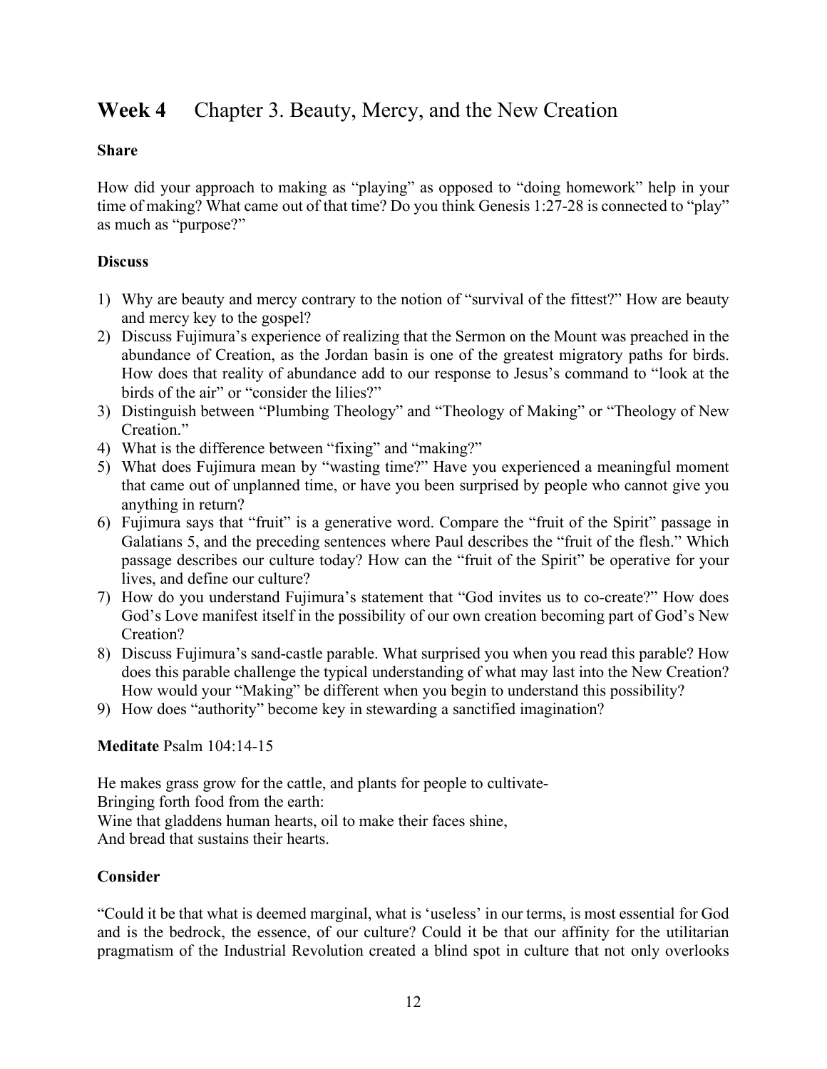## **Week 4** Chapter 3. Beauty, Mercy, and the New Creation

**Share**

How did your approach to making as "playing" as opposed to "doing homework" help in your time of making? What came out of that time? Do you think Genesis 1:27-28 is connected to "play" as much as "purpose?"

**Discuss**

1) Why are beauty and mercy contrary to the notion of "survival of the fittest?" How are beauty and mercy key to the gospel?
2) Discuss Fujimura's experience of realizing that the Sermon on the Mount was preached in the abundance of Creation, as the Jordan basin is one of the greatest migratory paths for birds. How does that reality of abundance add to our response to Jesus's command to "look at the birds of the air" or "consider the lilies?"
3) Distinguish between "Plumbing Theology" and "Theology of Making" or "Theology of New Creation."
4) What is the difference between "fixing" and "making?"
5) What does Fujimura mean by "wasting time?" Have you experienced a meaningful moment that came out of unplanned time, or have you been surprised by people who cannot give you anything in return?
6) Fujimura says that "fruit" is a generative word. Compare the "fruit of the Spirit" passage in Galatians 5, and the preceding sentences where Paul describes the "fruit of the flesh." Which passage describes our culture today? How can the "fruit of the Spirit" be operative for your lives, and define our culture?
7) How do you understand Fujimura's statement that "God invites us to co-create?" How does God's Love manifest itself in the possibility of our own creation becoming part of God's New Creation?
8) Discuss Fujimura's sand-castle parable. What surprised you when you read this parable? How does this parable challenge the typical understanding of what may last into the New Creation? How would your "Making" be different when you begin to understand this possibility?
9) How does "authority" become key in stewarding a sanctified imagination?

**Meditate** Psalm 104:14-15

He makes grass grow for the cattle, and plants for people to cultivate-
Bringing forth food from the earth:
Wine that gladdens human hearts, oil to make their faces shine,
And bread that sustains their hearts.

**Consider**

"Could it be that what is deemed marginal, what is 'useless' in our terms, is most essential for God and is the bedrock, the essence, of our culture? Could it be that our affinity for the utilitarian pragmatism of the Industrial Revolution created a blind spot in culture that not only overlooks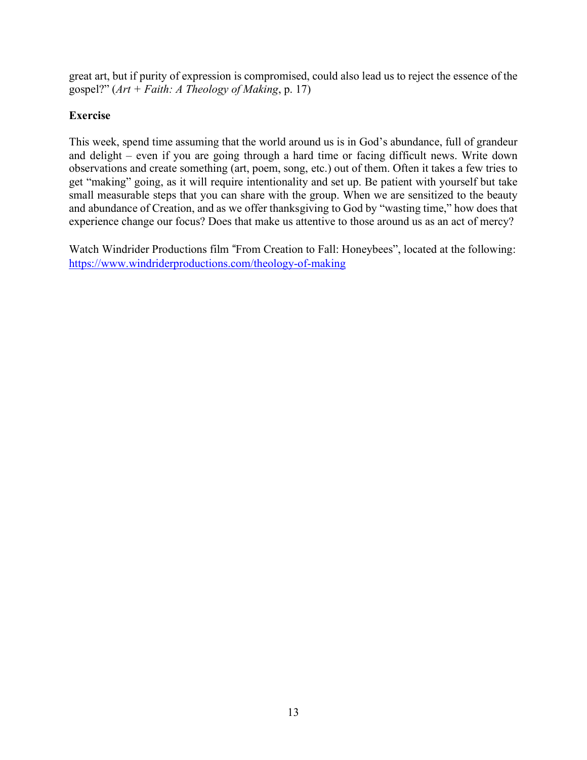great art, but if purity of expression is compromised, could also lead us to reject the essence of the gospel?" (*Art + Faith: A Theology of Making*, p. 17)

**Exercise**

This week, spend time assuming that the world around us is in God's abundance, full of grandeur and delight – even if you are going through a hard time or facing difficult news. Write down observations and create something (art, poem, song, etc.) out of them. Often it takes a few tries to get "making" going, as it will require intentionality and set up. Be patient with yourself but take small measurable steps that you can share with the group. When we are sensitized to the beauty and abundance of Creation, and as we offer thanksgiving to God by "wasting time," how does that experience change our focus? Does that make us attentive to those around us as an act of mercy?

Watch Windrider Productions film "From Creation to Fall: Honeybees", located at the following: [https://www.windriderproductions.com/theology-of-making](https://www.windriderproductions.com/theology-of-making)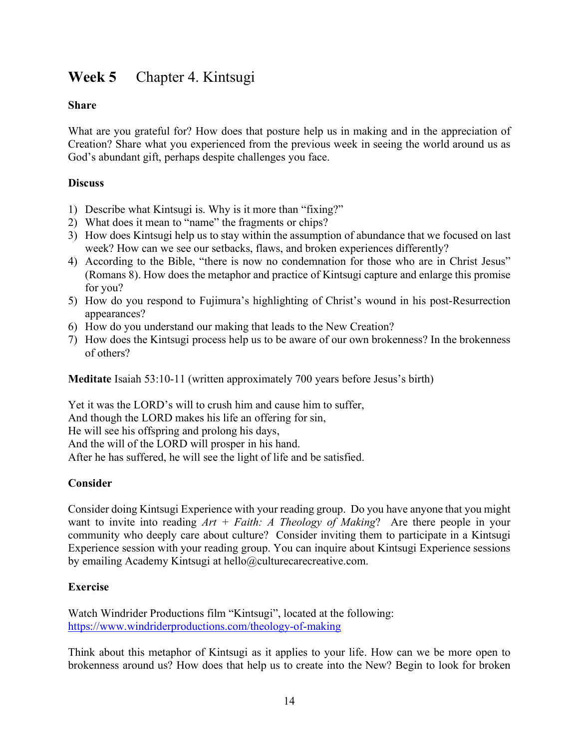## Week 5 Chapter 4. Kintsugi

### Share

What are you grateful for? How does that posture help us in making and in the appreciation of Creation? Share what you experienced from the previous week in seeing the world around us as God's abundant gift, perhaps despite challenges you face.

### Discuss

1) Describe what Kintsugi is. Why is it more than "fixing?"
2) What does it mean to "name" the fragments or chips?
3) How does Kintsugi help us to stay within the assumption of abundance that we focused on last week? How can we see our setbacks, flaws, and broken experiences differently?
4) According to the Bible, "there is now no condemnation for those who are in Christ Jesus" (Romans 8). How does the metaphor and practice of Kintsugi capture and enlarge this promise for you?
5) How do you respond to Fujimura's highlighting of Christ's wound in his post-Resurrection appearances?
6) How do you understand our making that leads to the New Creation?
7) How does the Kintsugi process help us to be aware of our own brokenness? In the brokenness of others?

**Meditate** Isaiah 53:10-11 (written approximately 700 years before Jesus's birth)

Yet it was the LORD's will to crush him and cause him to suffer,
And though the LORD makes his life an offering for sin,
He will see his offspring and prolong his days,
And the will of the LORD will prosper in his hand.
After he has suffered, he will see the light of life and be satisfied.

### Consider

Consider doing Kintsugi Experience with your reading group. Do you have anyone that you might want to invite into reading *Art + Faith: A Theology of Making*? Are there people in your community who deeply care about culture? Consider inviting them to participate in a Kintsugi Experience session with your reading group. You can inquire about Kintsugi Experience sessions by emailing Academy Kintsugi at hello@culturecarecreative.com.

### Exercise

Watch Windrider Productions film "Kintsugi", located at the following:
[https://www.windriderproductions.com/theology-of-making](https://www.windriderproductions.com/theology-of-making)

Think about this metaphor of Kintsugi as it applies to your life. How can we be more open to brokenness around us? How does that help us to create into the New? Begin to look for broken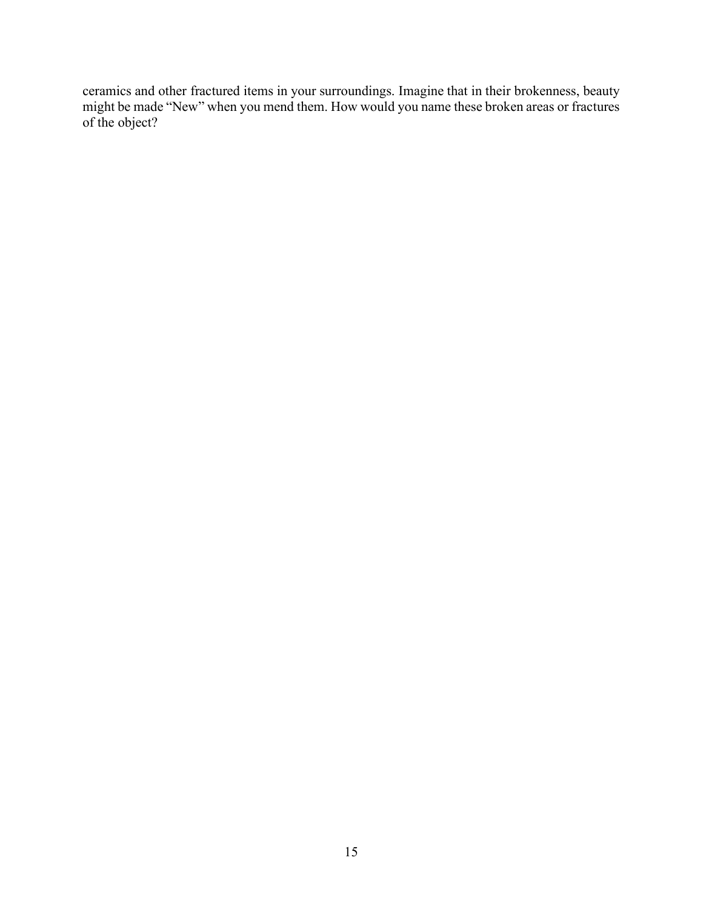ceramics and other fractured items in your surroundings. Imagine that in their brokenness, beauty might be made "New" when you mend them. How would you name these broken areas or fractures of the object?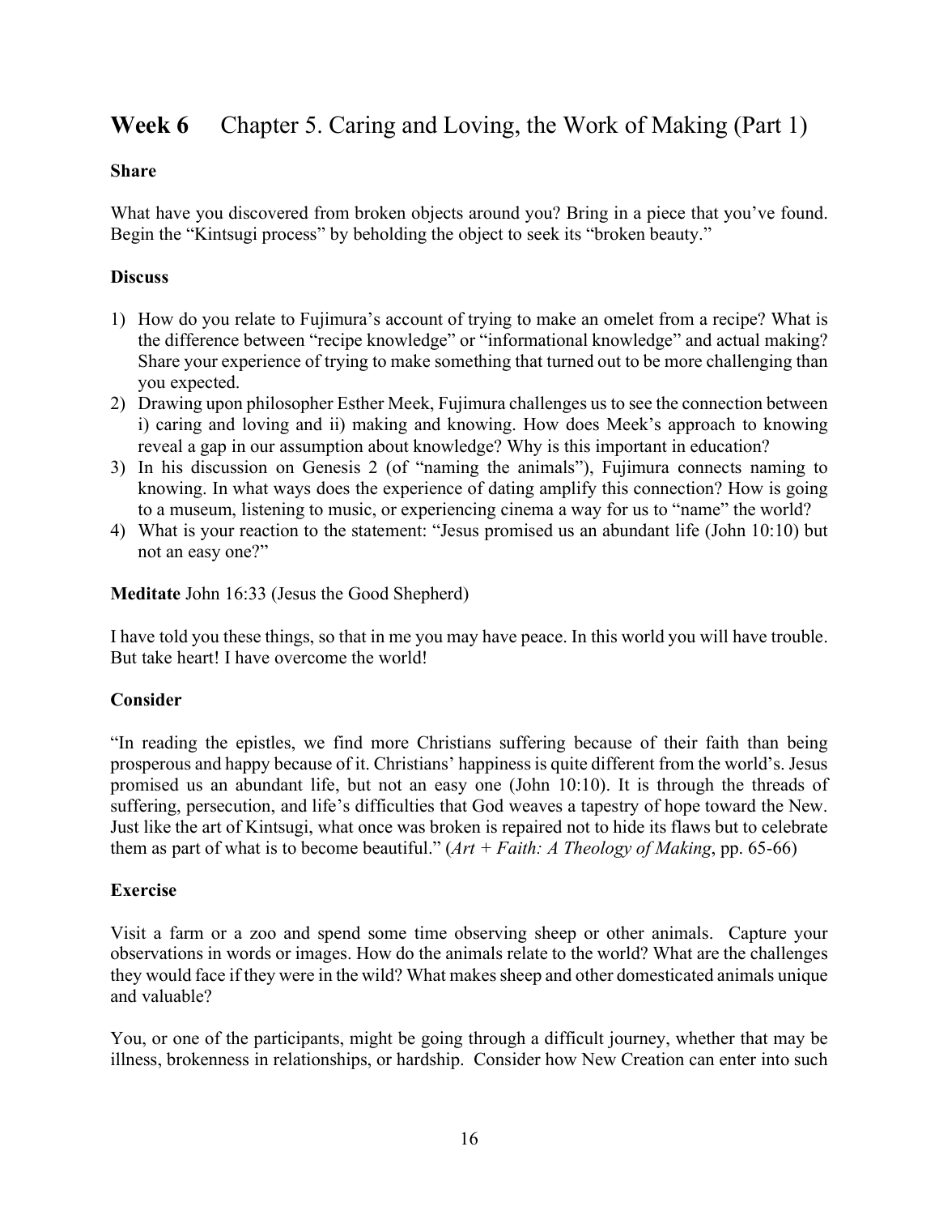## **Week 6** Chapter 5. Caring and Loving, the Work of Making (Part 1)

**Share**

What have you discovered from broken objects around you? Bring in a piece that you've found. Begin the "Kintsugi process" by beholding the object to seek its "broken beauty."

**Discuss**

1) How do you relate to Fujimura's account of trying to make an omelet from a recipe? What is the difference between "recipe knowledge" or "informational knowledge" and actual making? Share your experience of trying to make something that turned out to be more challenging than you expected.
2) Drawing upon philosopher Esther Meek, Fujimura challenges us to see the connection between i) caring and loving and ii) making and knowing. How does Meek's approach to knowing reveal a gap in our assumption about knowledge? Why is this important in education?
3) In his discussion on Genesis 2 (of "naming the animals"), Fujimura connects naming to knowing. In what ways does the experience of dating amplify this connection? How is going to a museum, listening to music, or experiencing cinema a way for us to "name" the world?
4) What is your reaction to the statement: "Jesus promised us an abundant life (John 10:10) but not an easy one?"

**Meditate** John 16:33 (Jesus the Good Shepherd)

I have told you these things, so that in me you may have peace. In this world you will have trouble. But take heart! I have overcome the world!

**Consider**

"In reading the epistles, we find more Christians suffering because of their faith than being prosperous and happy because of it. Christians' happiness is quite different from the world's. Jesus promised us an abundant life, but not an easy one (John 10:10). It is through the threads of suffering, persecution, and life's difficulties that God weaves a tapestry of hope toward the New. Just like the art of Kintsugi, what once was broken is repaired not to hide its flaws but to celebrate them as part of what is to become beautiful." (*Art + Faith: A Theology of Making*, pp. 65-66)

**Exercise**

Visit a farm or a zoo and spend some time observing sheep or other animals. Capture your observations in words or images. How do the animals relate to the world? What are the challenges they would face if they were in the wild? What makes sheep and other domesticated animals unique and valuable?

You, or one of the participants, might be going through a difficult journey, whether that may be illness, brokenness in relationships, or hardship. Consider how New Creation can enter into such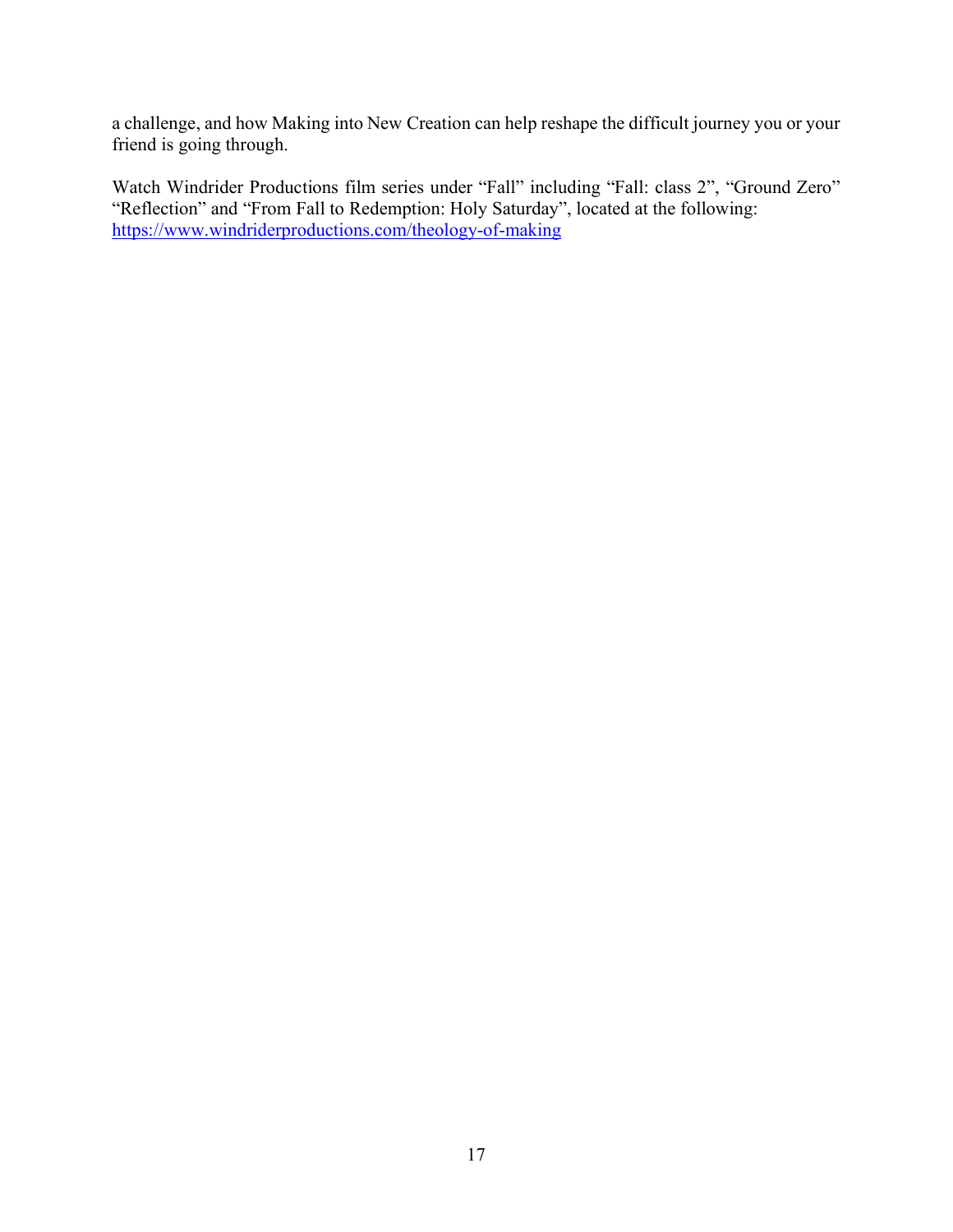a challenge, and how Making into New Creation can help reshape the difficult journey you or your friend is going through.

Watch Windrider Productions film series under "Fall" including "Fall: class 2", "Ground Zero" "Reflection" and "From Fall to Redemption: Holy Saturday", located at the following: [https://www.windriderproductions.com/theology-of-making](https://www.windriderproductions.com/theology-of-making)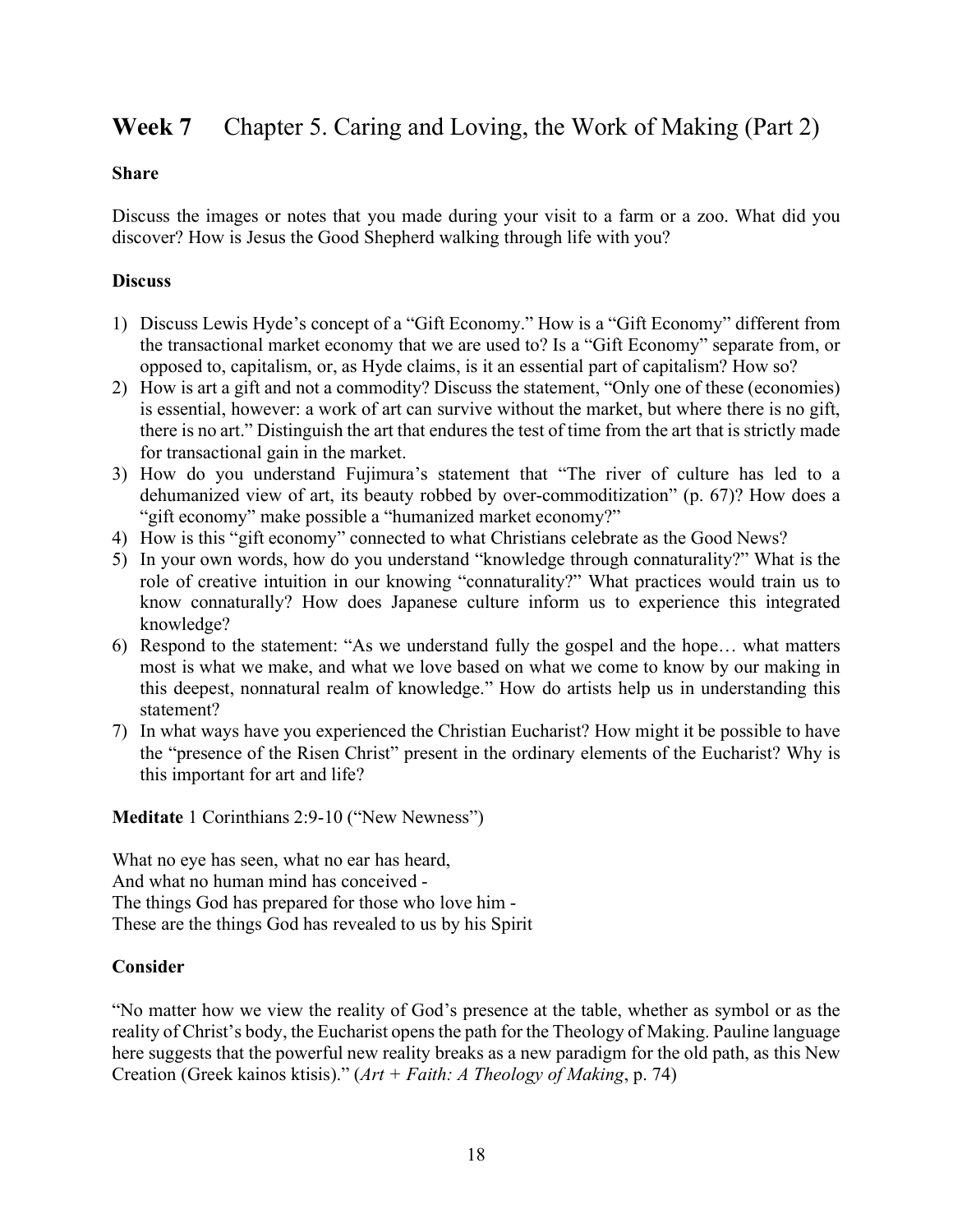## **Week 7** Chapter 5. Caring and Loving, the Work of Making (Part 2)

**Share**

Discuss the images or notes that you made during your visit to a farm or a zoo. What did you discover? How is Jesus the Good Shepherd walking through life with you?

**Discuss**

1) Discuss Lewis Hyde's concept of a "Gift Economy." How is a "Gift Economy" different from the transactional market economy that we are used to? Is a "Gift Economy" separate from, or opposed to, capitalism, or, as Hyde claims, is it an essential part of capitalism? How so?
2) How is art a gift and not a commodity? Discuss the statement, "Only one of these (economies) is essential, however: a work of art can survive without the market, but where there is no gift, there is no art." Distinguish the art that endures the test of time from the art that is strictly made for transactional gain in the market.
3) How do you understand Fujimura's statement that "The river of culture has led to a dehumanized view of art, its beauty robbed by over-commoditization" (p. 67)? How does a "gift economy" make possible a "humanized market economy?"
4) How is this "gift economy" connected to what Christians celebrate as the Good News?
5) In your own words, how do you understand "knowledge through connaturality?" What is the role of creative intuition in our knowing "connaturality?" What practices would train us to know connaturally? How does Japanese culture inform us to experience this integrated knowledge?
6) Respond to the statement: "As we understand fully the gospel and the hope… what matters most is what we make, and what we love based on what we come to know by our making in this deepest, nonnatural realm of knowledge." How do artists help us in understanding this statement?
7) In what ways have you experienced the Christian Eucharist? How might it be possible to have the "presence of the Risen Christ" present in the ordinary elements of the Eucharist? Why is this important for art and life?

**Meditate** 1 Corinthians 2:9-10 ("New Newness")

What no eye has seen, what no ear has heard,
And what no human mind has conceived -
The things God has prepared for those who love him -
These are the things God has revealed to us by his Spirit

**Consider**

"No matter how we view the reality of God's presence at the table, whether as symbol or as the reality of Christ's body, the Eucharist opens the path for the Theology of Making. Pauline language here suggests that the powerful new reality breaks as a new paradigm for the old path, as this New Creation (Greek kainos ktisis)." (*Art + Faith: A Theology of Making*, p. 74)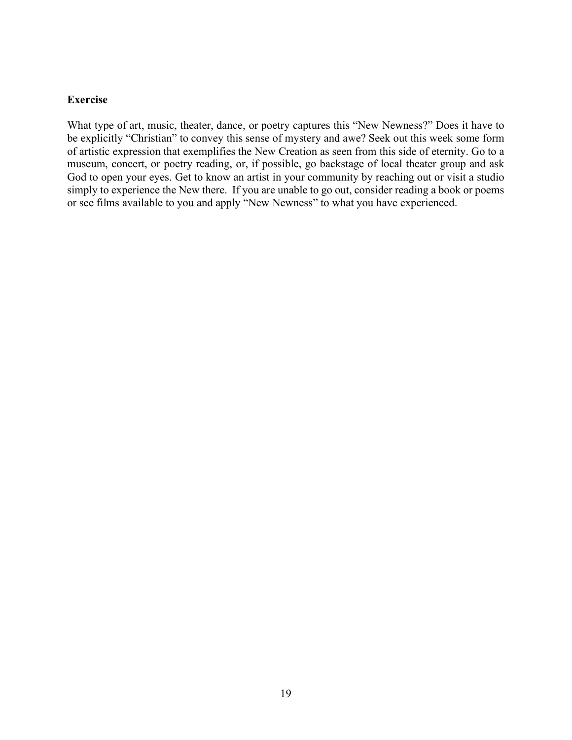**Exercise**

What type of art, music, theater, dance, or poetry captures this "New Newness?" Does it have to be explicitly "Christian" to convey this sense of mystery and awe? Seek out this week some form of artistic expression that exemplifies the New Creation as seen from this side of eternity. Go to a museum, concert, or poetry reading, or, if possible, go backstage of local theater group and ask God to open your eyes. Get to know an artist in your community by reaching out or visit a studio simply to experience the New there. If you are unable to go out, consider reading a book or poems or see films available to you and apply "New Newness" to what you have experienced.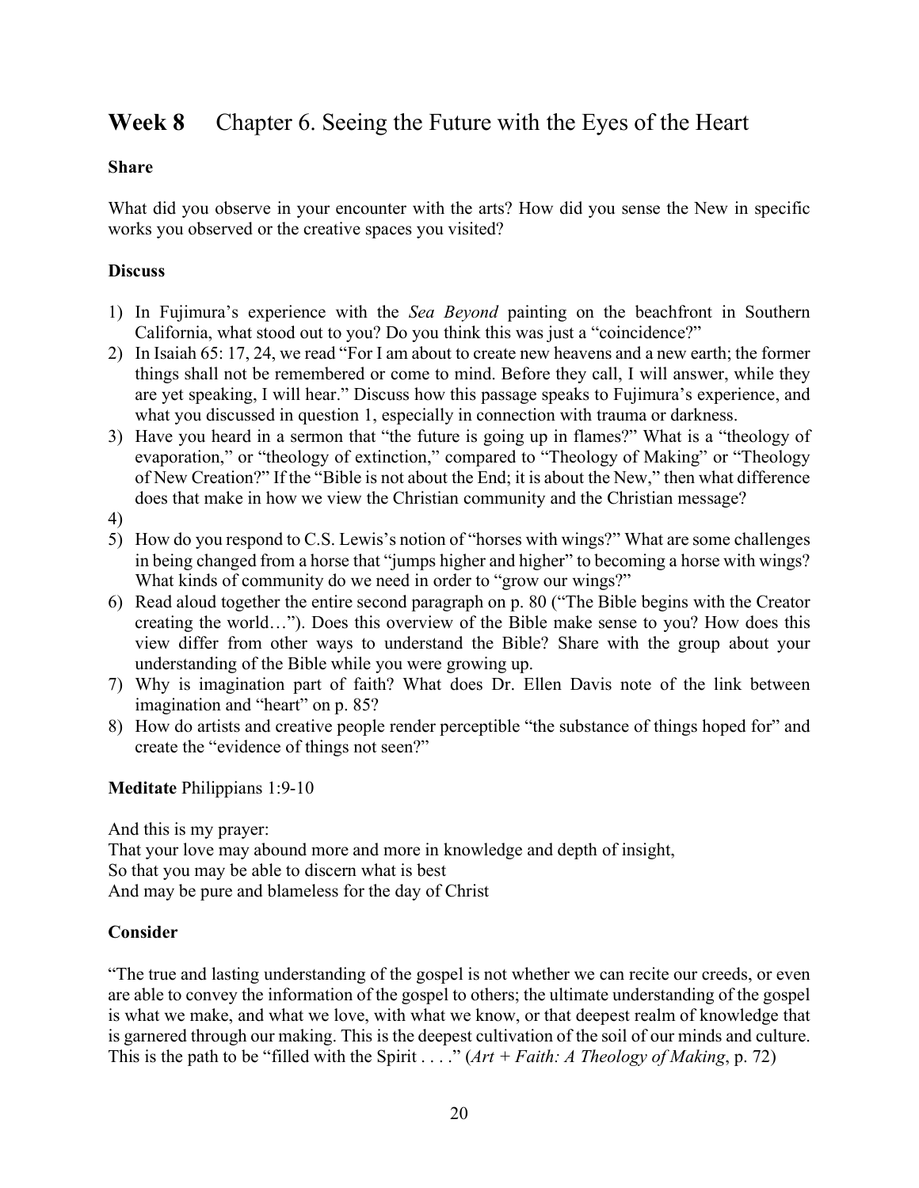## **Week 8** Chapter 6. Seeing the Future with the Eyes of the Heart

**Share**

What did you observe in your encounter with the arts? How did you sense the New in specific works you observed or the creative spaces you visited?

**Discuss**

1) In Fujimura's experience with the *Sea Beyond* painting on the beachfront in Southern California, what stood out to you? Do you think this was just a "coincidence?"
2) In Isaiah 65: 17, 24, we read "For I am about to create new heavens and a new earth; the former things shall not be remembered or come to mind. Before they call, I will answer, while they are yet speaking, I will hear." Discuss how this passage speaks to Fujimura's experience, and what you discussed in question 1, especially in connection with trauma or darkness.
3) Have you heard in a sermon that "the future is going up in flames?" What is a "theology of evaporation," or "theology of extinction," compared to "Theology of Making" or "Theology of New Creation?" If the "Bible is not about the End; it is about the New," then what difference does that make in how we view the Christian community and the Christian message?
4) 
5) How do you respond to C.S. Lewis's notion of "horses with wings?" What are some challenges in being changed from a horse that "jumps higher and higher" to becoming a horse with wings? What kinds of community do we need in order to "grow our wings?"
6) Read aloud together the entire second paragraph on p. 80 ("The Bible begins with the Creator creating the world…"). Does this overview of the Bible make sense to you? How does this view differ from other ways to understand the Bible? Share with the group about your understanding of the Bible while you were growing up.
7) Why is imagination part of faith? What does Dr. Ellen Davis note of the link between imagination and "heart" on p. 85?
8) How do artists and creative people render perceptible "the substance of things hoped for" and create the "evidence of things not seen?"

**Meditate** Philippians 1:9-10

And this is my prayer:
That your love may abound more and more in knowledge and depth of insight,
So that you may be able to discern what is best
And may be pure and blameless for the day of Christ

**Consider**

"The true and lasting understanding of the gospel is not whether we can recite our creeds, or even are able to convey the information of the gospel to others; the ultimate understanding of the gospel is what we make, and what we love, with what we know, or that deepest realm of knowledge that is garnered through our making. This is the deepest cultivation of the soil of our minds and culture. This is the path to be "filled with the Spirit . . . ." (*Art + Faith: A Theology of Making*, p. 72)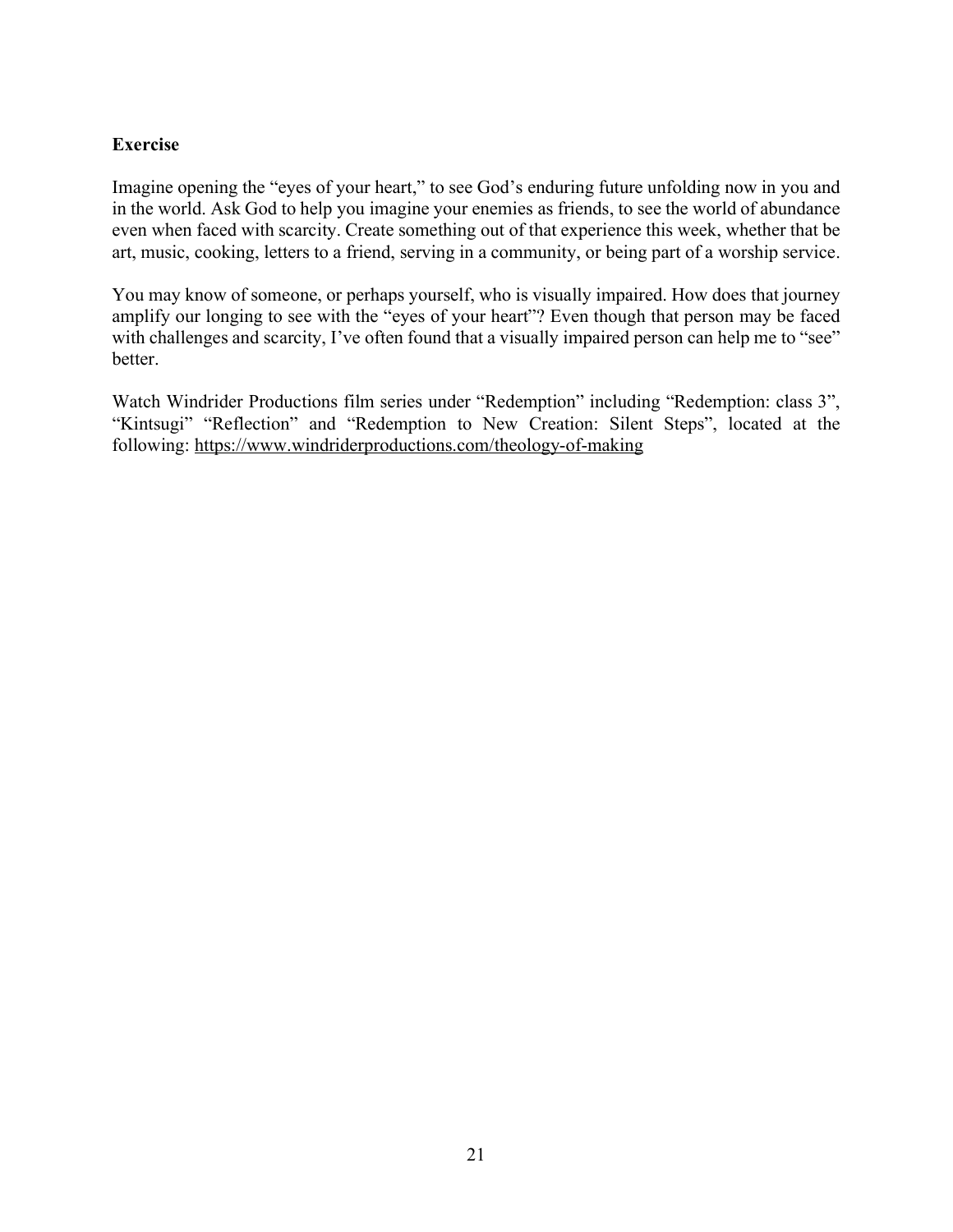**Exercise**

Imagine opening the "eyes of your heart," to see God's enduring future unfolding now in you and in the world. Ask God to help you imagine your enemies as friends, to see the world of abundance even when faced with scarcity. Create something out of that experience this week, whether that be art, music, cooking, letters to a friend, serving in a community, or being part of a worship service.

You may know of someone, or perhaps yourself, who is visually impaired. How does that journey amplify our longing to see with the "eyes of your heart"? Even though that person may be faced with challenges and scarcity, I've often found that a visually impaired person can help me to "see" better.

Watch Windrider Productions film series under "Redemption" including "Redemption: class 3", "Kintsugi" "Reflection" and "Redemption to New Creation: Silent Steps", located at the following: https://www.windriderproductions.com/theology-of-making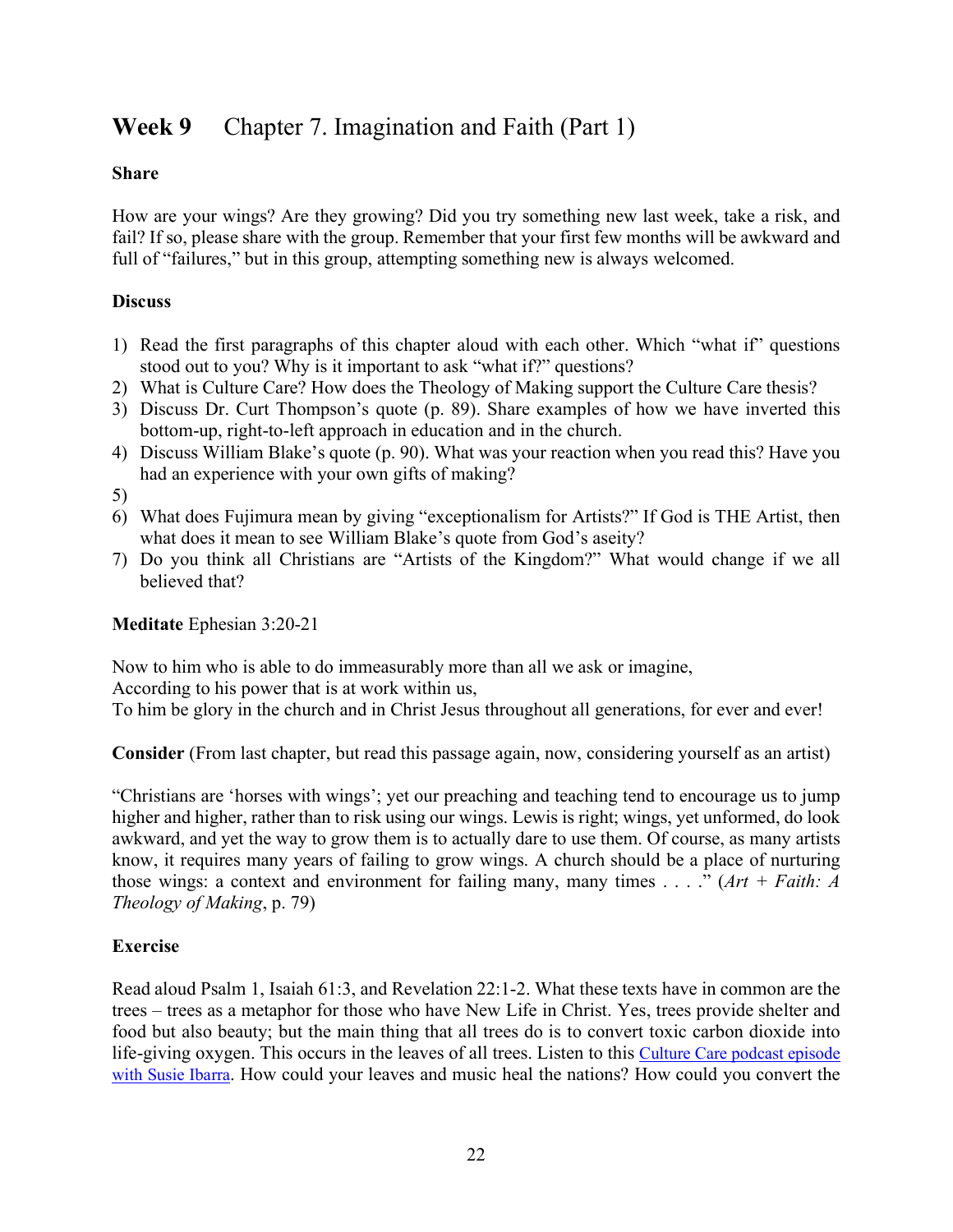## Week 9 Chapter 7. Imagination and Faith (Part 1)

**Share**

How are your wings? Are they growing? Did you try something new last week, take a risk, and fail? If so, please share with the group. Remember that your first few months will be awkward and full of "failures," but in this group, attempting something new is always welcomed.

**Discuss**

1) Read the first paragraphs of this chapter aloud with each other. Which "what if" questions stood out to you? Why is it important to ask "what if?" questions?
2) What is Culture Care? How does the Theology of Making support the Culture Care thesis?
3) Discuss Dr. Curt Thompson's quote (p. 89). Share examples of how we have inverted this bottom-up, right-to-left approach in education and in the church.
4) Discuss William Blake's quote (p. 90). What was your reaction when you read this? Have you had an experience with your own gifts of making?
5) 
6) What does Fujimura mean by giving "exceptionalism for Artists?" If God is THE Artist, then what does it mean to see William Blake's quote from God's aseity?
7) Do you think all Christians are "Artists of the Kingdom?" What would change if we all believed that?

**Meditate** Ephesian 3:20-21

Now to him who is able to do immeasurably more than all we ask or imagine,
According to his power that is at work within us,
To him be glory in the church and in Christ Jesus throughout all generations, for ever and ever!

**Consider** (From last chapter, but read this passage again, now, considering yourself as an artist)

"Christians are 'horses with wings'; yet our preaching and teaching tend to encourage us to jump higher and higher, rather than to risk using our wings. Lewis is right; wings, yet unformed, do look awkward, and yet the way to grow them is to actually dare to use them. Of course, as many artists know, it requires many years of failing to grow wings. A church should be a place of nurturing those wings: a context and environment for failing many, many times . . . ." (*Art + Faith: A Theology of Making*, p. 79)

**Exercise**

Read aloud Psalm 1, Isaiah 61:3, and Revelation 22:1-2. What these texts have in common are the trees – trees as a metaphor for those who have New Life in Christ. Yes, trees provide shelter and food but also beauty; but the main thing that all trees do is to convert toxic carbon dioxide into life-giving oxygen. This occurs in the leaves of all trees. Listen to this [Culture Care podcast episode with Susie Ibarra](). How could your leaves and music heal the nations? How could you convert the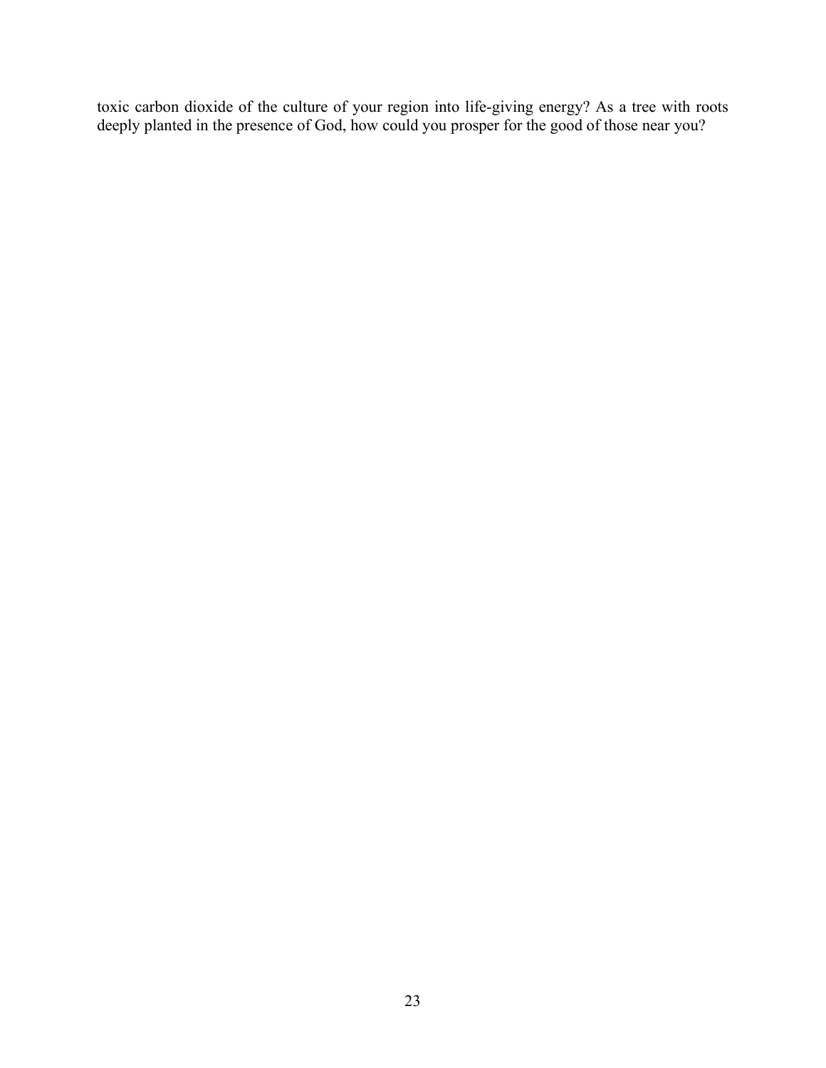toxic carbon dioxide of the culture of your region into life-giving energy? As a tree with roots deeply planted in the presence of God, how could you prosper for the good of those near you?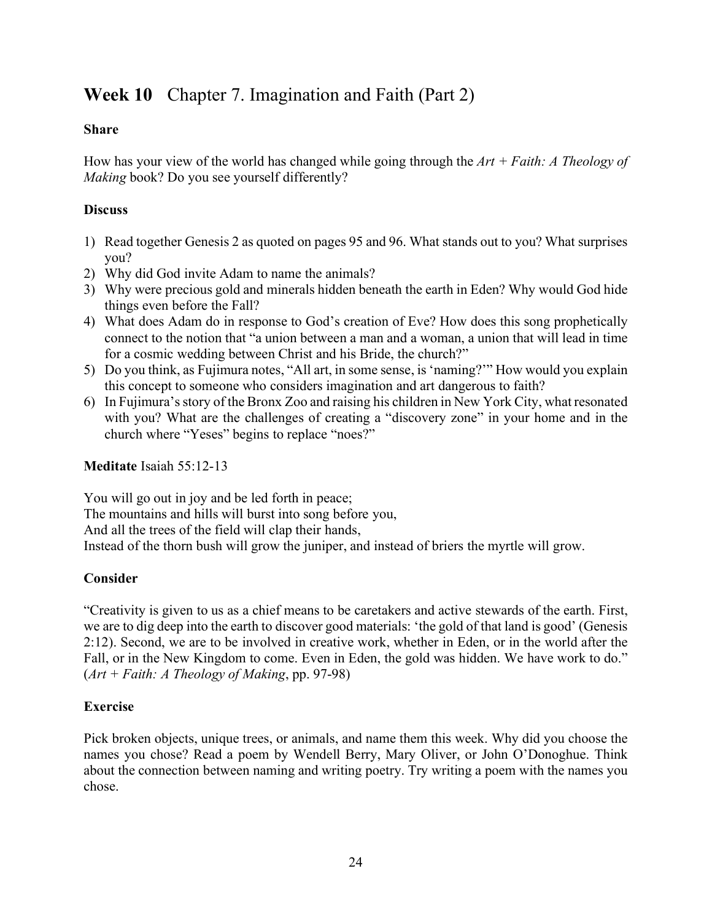## **Week 10** Chapter 7. Imagination and Faith (Part 2)

**Share**

How has your view of the world has changed while going through the *Art + Faith: A Theology of Making* book? Do you see yourself differently?

**Discuss**

1) Read together Genesis 2 as quoted on pages 95 and 96. What stands out to you? What surprises you?
2) Why did God invite Adam to name the animals?
3) Why were precious gold and minerals hidden beneath the earth in Eden? Why would God hide things even before the Fall?
4) What does Adam do in response to God's creation of Eve? How does this song prophetically connect to the notion that "a union between a man and a woman, a union that will lead in time for a cosmic wedding between Christ and his Bride, the church?"
5) Do you think, as Fujimura notes, "All art, in some sense, is 'naming?'" How would you explain this concept to someone who considers imagination and art dangerous to faith?
6) In Fujimura's story of the Bronx Zoo and raising his children in New York City, what resonated with you? What are the challenges of creating a "discovery zone" in your home and in the church where "Yeses" begins to replace "noes?"

**Meditate** Isaiah 55:12-13

You will go out in joy and be led forth in peace;
The mountains and hills will burst into song before you,
And all the trees of the field will clap their hands,
Instead of the thorn bush will grow the juniper, and instead of briers the myrtle will grow.

**Consider**

"Creativity is given to us as a chief means to be caretakers and active stewards of the earth. First, we are to dig deep into the earth to discover good materials: 'the gold of that land is good' (Genesis 2:12). Second, we are to be involved in creative work, whether in Eden, or in the world after the Fall, or in the New Kingdom to come. Even in Eden, the gold was hidden. We have work to do." (*Art + Faith: A Theology of Making*, pp. 97-98)

**Exercise**

Pick broken objects, unique trees, or animals, and name them this week. Why did you choose the names you chose? Read a poem by Wendell Berry, Mary Oliver, or John O'Donoghue. Think about the connection between naming and writing poetry. Try writing a poem with the names you chose.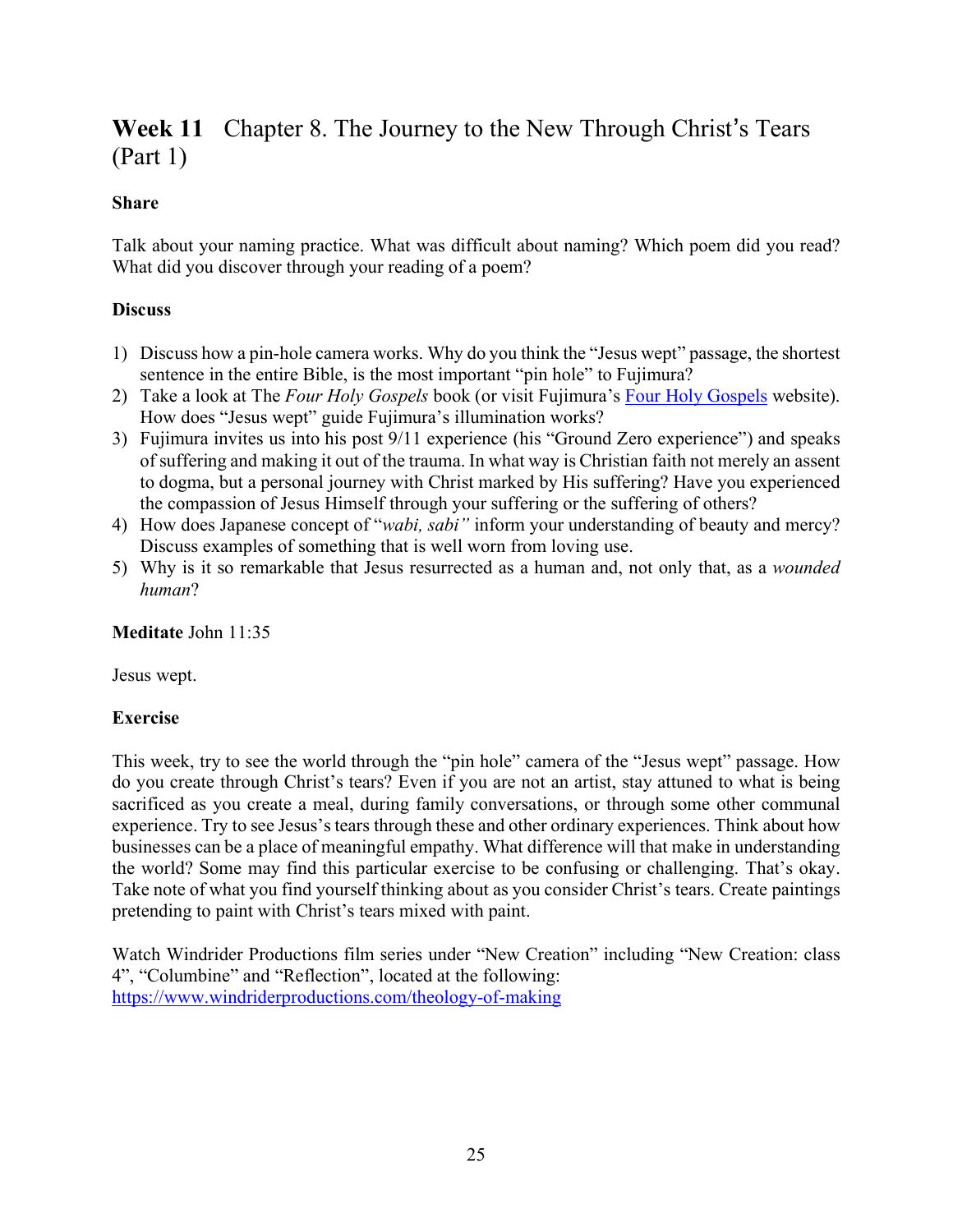# **Week 11** Chapter 8. The Journey to the New Through Christ's Tears (Part 1)

**Share**

Talk about your naming practice. What was difficult about naming? Which poem did you read? What did you discover through your reading of a poem?

**Discuss**

1) Discuss how a pin-hole camera works. Why do you think the "Jesus wept" passage, the shortest sentence in the entire Bible, is the most important "pin hole" to Fujimura?
2) Take a look at The *Four Holy Gospels* book (or visit Fujimura's Four Holy Gospels website). How does "Jesus wept" guide Fujimura's illumination works?
3) Fujimura invites us into his post 9/11 experience (his "Ground Zero experience") and speaks of suffering and making it out of the trauma. In what way is Christian faith not merely an assent to dogma, but a personal journey with Christ marked by His suffering? Have you experienced the compassion of Jesus Himself through your suffering or the suffering of others?
4) How does Japanese concept of "*wabi, sabi"* inform your understanding of beauty and mercy? Discuss examples of something that is well worn from loving use.
5) Why is it so remarkable that Jesus resurrected as a human and, not only that, as a *wounded human*?

**Meditate** John 11:35

Jesus wept.

**Exercise**

This week, try to see the world through the "pin hole" camera of the "Jesus wept" passage. How do you create through Christ's tears? Even if you are not an artist, stay attuned to what is being sacrificed as you create a meal, during family conversations, or through some other communal experience. Try to see Jesus's tears through these and other ordinary experiences. Think about how businesses can be a place of meaningful empathy. What difference will that make in understanding the world? Some may find this particular exercise to be confusing or challenging. That's okay. Take note of what you find yourself thinking about as you consider Christ's tears. Create paintings pretending to paint with Christ's tears mixed with paint.

Watch Windrider Productions film series under "New Creation" including "New Creation: class 4", "Columbine" and "Reflection", located at the following: https://www.windriderproductions.com/theology-of-making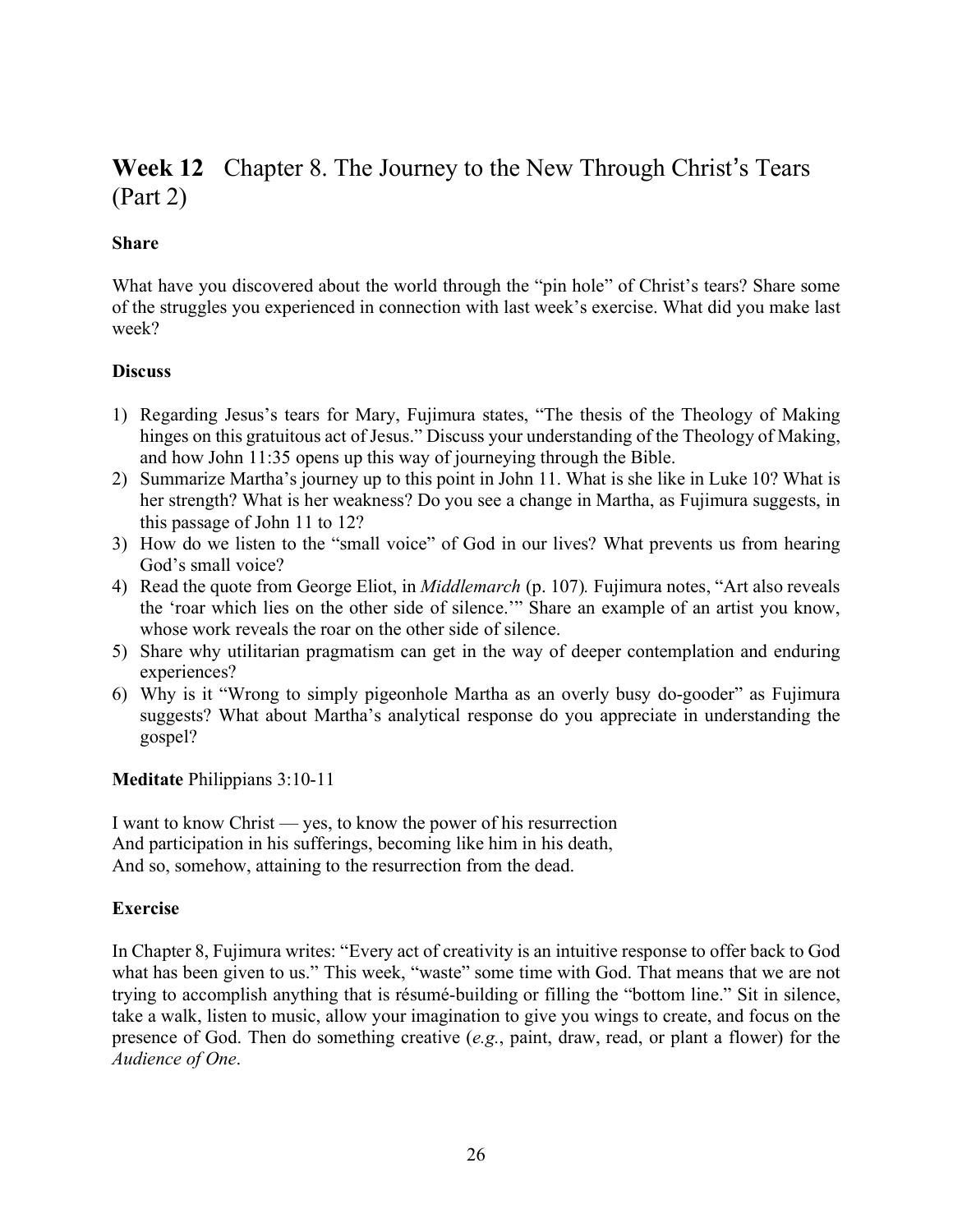## **Week 12** Chapter 8. The Journey to the New Through Christ's Tears (Part 2)

**Share**

What have you discovered about the world through the "pin hole" of Christ's tears? Share some of the struggles you experienced in connection with last week's exercise. What did you make last week?

**Discuss**

1) Regarding Jesus's tears for Mary, Fujimura states, "The thesis of the Theology of Making hinges on this gratuitous act of Jesus." Discuss your understanding of the Theology of Making, and how John 11:35 opens up this way of journeying through the Bible.
2) Summarize Martha's journey up to this point in John 11. What is she like in Luke 10? What is her strength? What is her weakness? Do you see a change in Martha, as Fujimura suggests, in this passage of John 11 to 12?
3) How do we listen to the "small voice" of God in our lives? What prevents us from hearing God's small voice?
4) Read the quote from George Eliot, in *Middlemarch* (p. 107)*.* Fujimura notes, "Art also reveals the 'roar which lies on the other side of silence.'" Share an example of an artist you know, whose work reveals the roar on the other side of silence.
5) Share why utilitarian pragmatism can get in the way of deeper contemplation and enduring experiences?
6) Why is it "Wrong to simply pigeonhole Martha as an overly busy do-gooder" as Fujimura suggests? What about Martha's analytical response do you appreciate in understanding the gospel?

**Meditate** Philippians 3:10-11

I want to know Christ — yes, to know the power of his resurrection
And participation in his sufferings, becoming like him in his death,
And so, somehow, attaining to the resurrection from the dead.

**Exercise**

In Chapter 8, Fujimura writes: "Every act of creativity is an intuitive response to offer back to God what has been given to us." This week, "waste" some time with God. That means that we are not trying to accomplish anything that is résumé-building or filling the "bottom line." Sit in silence, take a walk, listen to music, allow your imagination to give you wings to create, and focus on the presence of God. Then do something creative (*e.g.*, paint, draw, read, or plant a flower) for the *Audience of One*.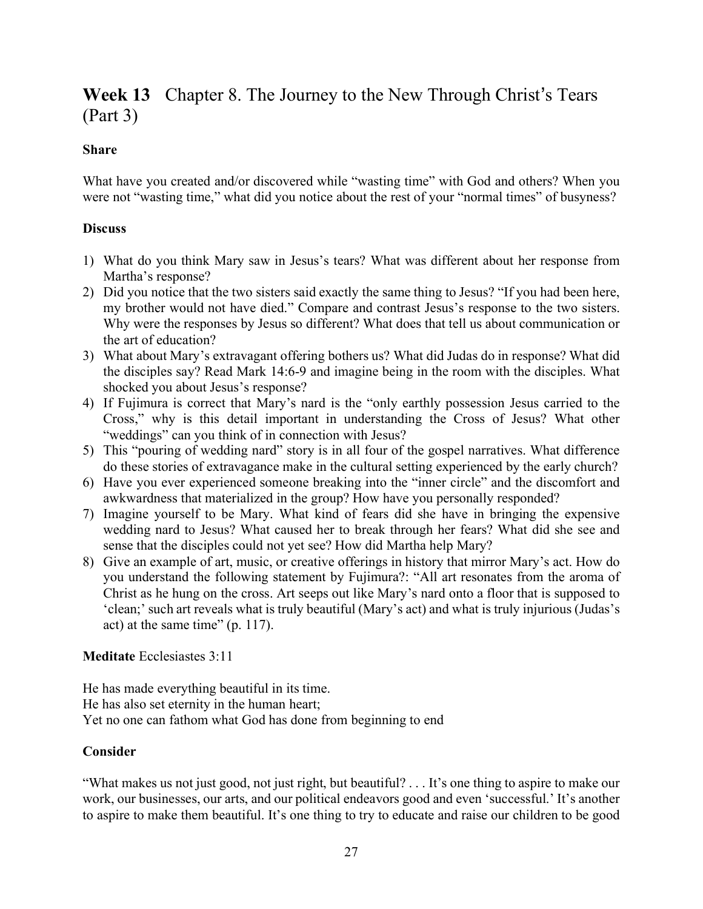## **Week 13** Chapter 8. The Journey to the New Through Christ's Tears (Part 3)

**Share**

What have you created and/or discovered while "wasting time" with God and others? When you were not "wasting time," what did you notice about the rest of your "normal times" of busyness?

**Discuss**

1) What do you think Mary saw in Jesus's tears? What was different about her response from Martha's response?
2) Did you notice that the two sisters said exactly the same thing to Jesus? "If you had been here, my brother would not have died." Compare and contrast Jesus's response to the two sisters. Why were the responses by Jesus so different? What does that tell us about communication or the art of education?
3) What about Mary's extravagant offering bothers us? What did Judas do in response? What did the disciples say? Read Mark 14:6-9 and imagine being in the room with the disciples. What shocked you about Jesus's response?
4) If Fujimura is correct that Mary's nard is the "only earthly possession Jesus carried to the Cross," why is this detail important in understanding the Cross of Jesus? What other "weddings" can you think of in connection with Jesus?
5) This "pouring of wedding nard" story is in all four of the gospel narratives. What difference do these stories of extravagance make in the cultural setting experienced by the early church?
6) Have you ever experienced someone breaking into the "inner circle" and the discomfort and awkwardness that materialized in the group? How have you personally responded?
7) Imagine yourself to be Mary. What kind of fears did she have in bringing the expensive wedding nard to Jesus? What caused her to break through her fears? What did she see and sense that the disciples could not yet see? How did Martha help Mary?
8) Give an example of art, music, or creative offerings in history that mirror Mary's act. How do you understand the following statement by Fujimura?: "All art resonates from the aroma of Christ as he hung on the cross. Art seeps out like Mary's nard onto a floor that is supposed to 'clean;' such art reveals what is truly beautiful (Mary's act) and what is truly injurious (Judas's act) at the same time" (p. 117).

**Meditate** Ecclesiastes 3:11

He has made everything beautiful in its time.
He has also set eternity in the human heart;
Yet no one can fathom what God has done from beginning to end

**Consider**

"What makes us not just good, not just right, but beautiful? . . . It's one thing to aspire to make our work, our businesses, our arts, and our political endeavors good and even 'successful.' It's another to aspire to make them beautiful. It's one thing to try to educate and raise our children to be good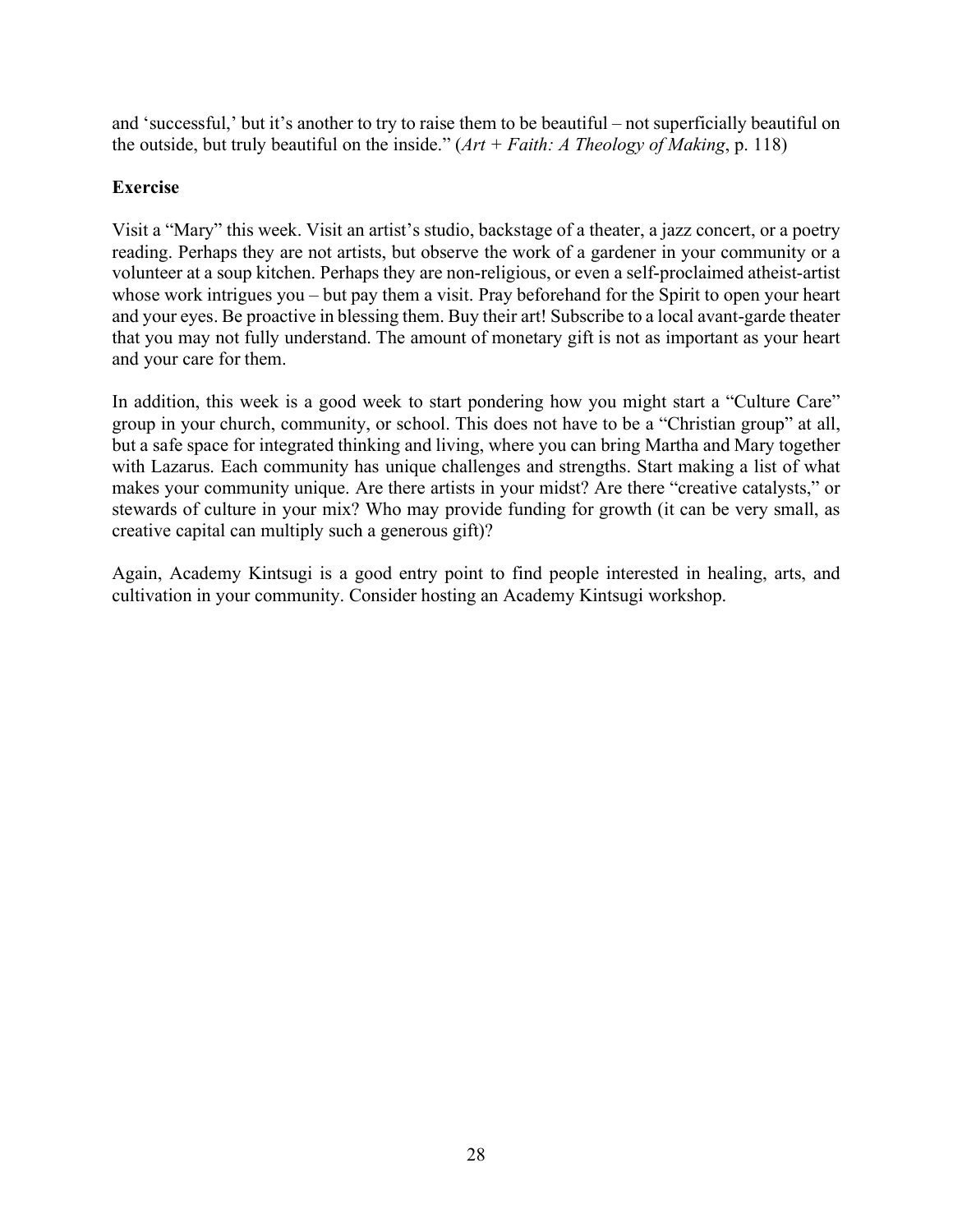and 'successful,' but it's another to try to raise them to be beautiful – not superficially beautiful on the outside, but truly beautiful on the inside." (*Art + Faith: A Theology of Making*, p. 118)

**Exercise**

Visit a "Mary" this week. Visit an artist's studio, backstage of a theater, a jazz concert, or a poetry reading. Perhaps they are not artists, but observe the work of a gardener in your community or a volunteer at a soup kitchen. Perhaps they are non-religious, or even a self-proclaimed atheist-artist whose work intrigues you – but pay them a visit. Pray beforehand for the Spirit to open your heart and your eyes. Be proactive in blessing them. Buy their art! Subscribe to a local avant-garde theater that you may not fully understand. The amount of monetary gift is not as important as your heart and your care for them.

In addition, this week is a good week to start pondering how you might start a "Culture Care" group in your church, community, or school. This does not have to be a "Christian group" at all, but a safe space for integrated thinking and living, where you can bring Martha and Mary together with Lazarus. Each community has unique challenges and strengths. Start making a list of what makes your community unique. Are there artists in your midst? Are there "creative catalysts," or stewards of culture in your mix? Who may provide funding for growth (it can be very small, as creative capital can multiply such a generous gift)?

Again, Academy Kintsugi is a good entry point to find people interested in healing, arts, and cultivation in your community. Consider hosting an Academy Kintsugi workshop.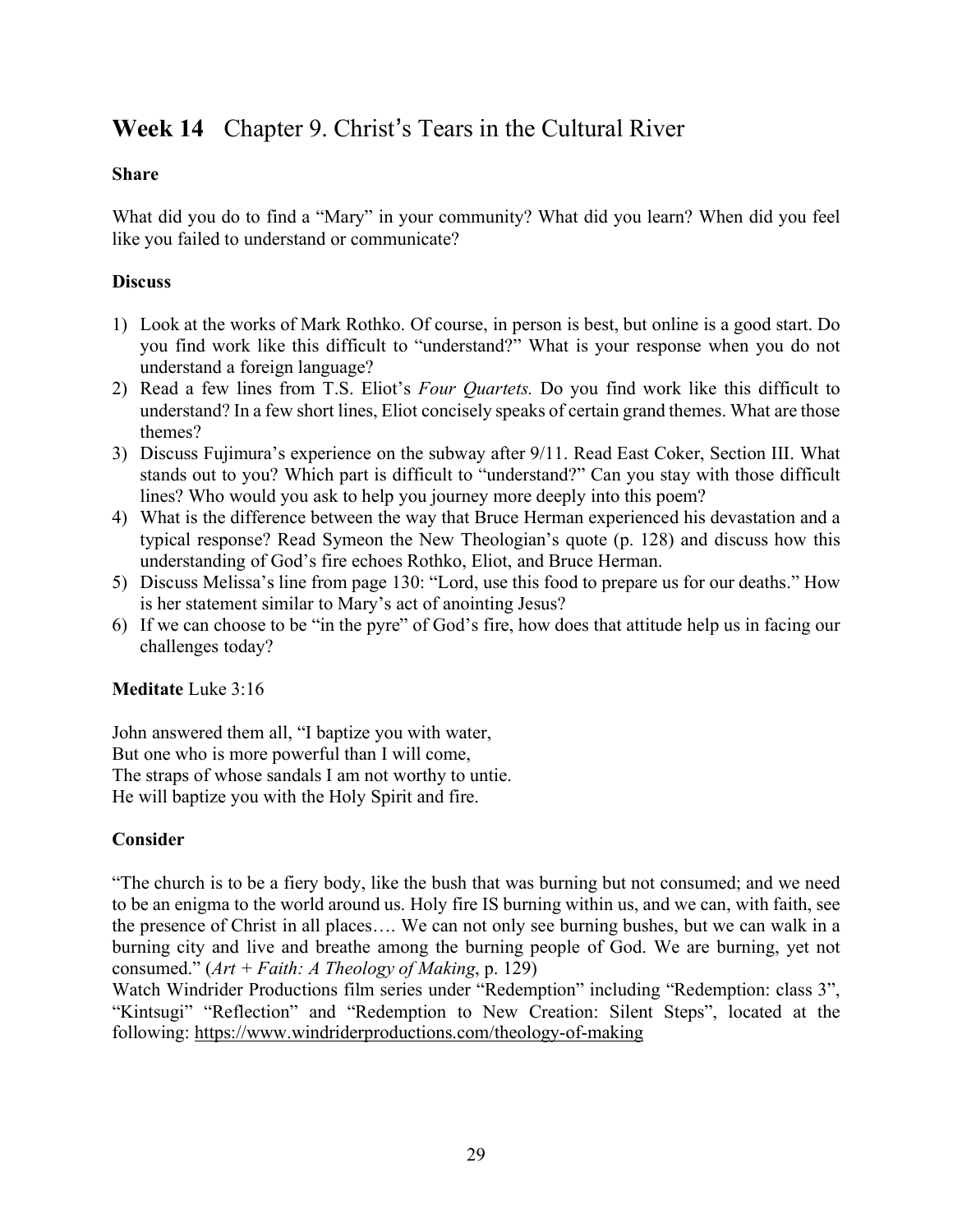## **Week 14** Chapter 9. Christ's Tears in the Cultural River

**Share**

What did you do to find a "Mary" in your community? What did you learn? When did you feel like you failed to understand or communicate?

**Discuss**

1) Look at the works of Mark Rothko. Of course, in person is best, but online is a good start. Do you find work like this difficult to "understand?" What is your response when you do not understand a foreign language?
2) Read a few lines from T.S. Eliot's *Four Quartets.* Do you find work like this difficult to understand? In a few short lines, Eliot concisely speaks of certain grand themes. What are those themes?
3) Discuss Fujimura's experience on the subway after 9/11. Read East Coker, Section III. What stands out to you? Which part is difficult to "understand?" Can you stay with those difficult lines? Who would you ask to help you journey more deeply into this poem?
4) What is the difference between the way that Bruce Herman experienced his devastation and a typical response? Read Symeon the New Theologian's quote (p. 128) and discuss how this understanding of God's fire echoes Rothko, Eliot, and Bruce Herman.
5) Discuss Melissa's line from page 130: "Lord, use this food to prepare us for our deaths." How is her statement similar to Mary's act of anointing Jesus?
6) If we can choose to be "in the pyre" of God's fire, how does that attitude help us in facing our challenges today?

**Meditate** Luke 3:16

John answered them all, "I baptize you with water,
But one who is more powerful than I will come,
The straps of whose sandals I am not worthy to untie.
He will baptize you with the Holy Spirit and fire.

**Consider**

"The church is to be a fiery body, like the bush that was burning but not consumed; and we need to be an enigma to the world around us. Holy fire IS burning within us, and we can, with faith, see the presence of Christ in all places…. We can not only see burning bushes, but we can walk in a burning city and live and breathe among the burning people of God. We are burning, yet not consumed." (*Art + Faith: A Theology of Making*, p. 129)

Watch Windrider Productions film series under "Redemption" including "Redemption: class 3", "Kintsugi" "Reflection" and "Redemption to New Creation: Silent Steps", located at the following: https://www.windriderproductions.com/theology-of-making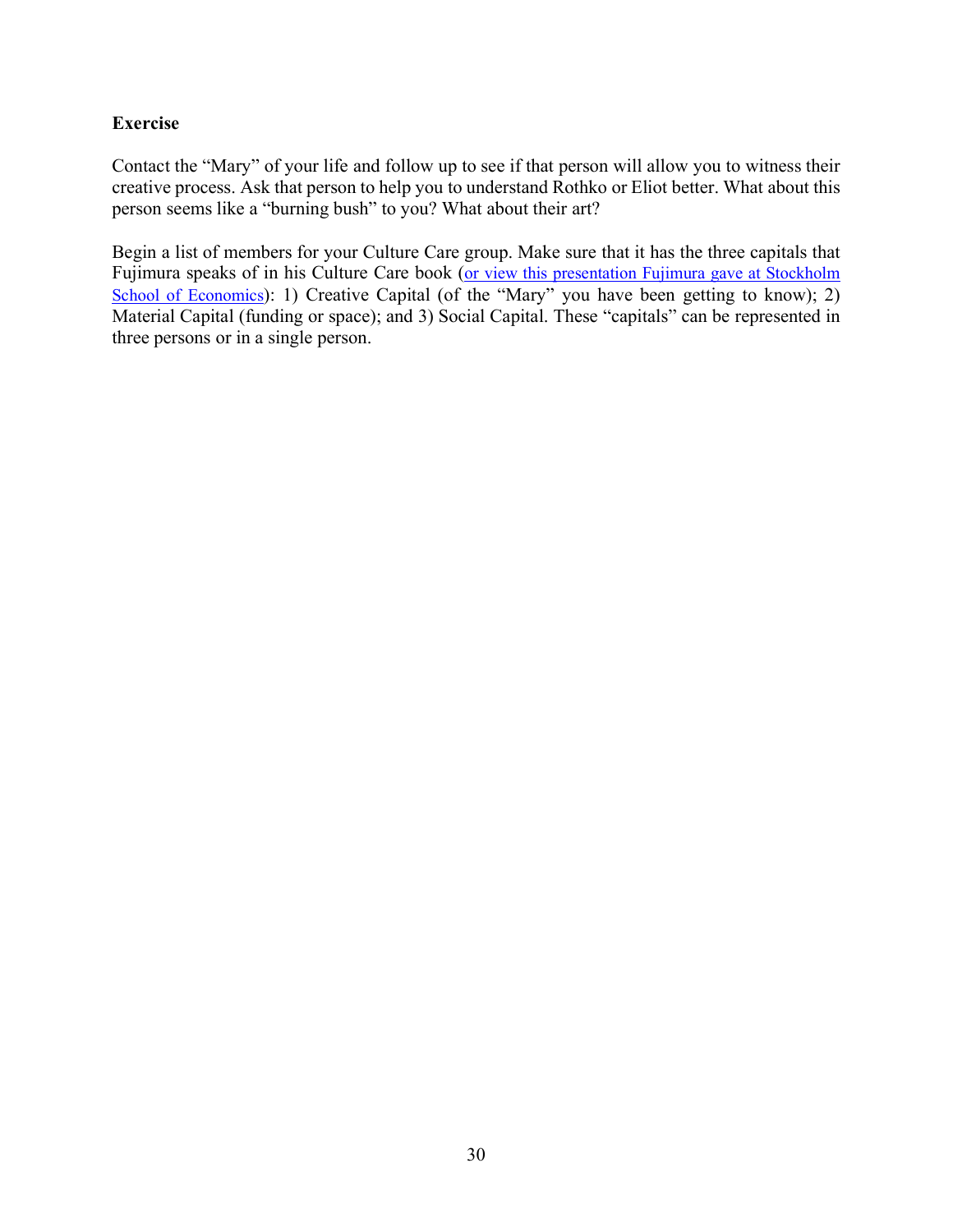**Exercise**

Contact the "Mary" of your life and follow up to see if that person will allow you to witness their creative process. Ask that person to help you to understand Rothko or Eliot better. What about this person seems like a "burning bush" to you? What about their art?

Begin a list of members for your Culture Care group. Make sure that it has the three capitals that Fujimura speaks of in his Culture Care book (or view this presentation Fujimura gave at Stockholm School of Economics): 1) Creative Capital (of the "Mary" you have been getting to know); 2) Material Capital (funding or space); and 3) Social Capital. These "capitals" can be represented in three persons or in a single person.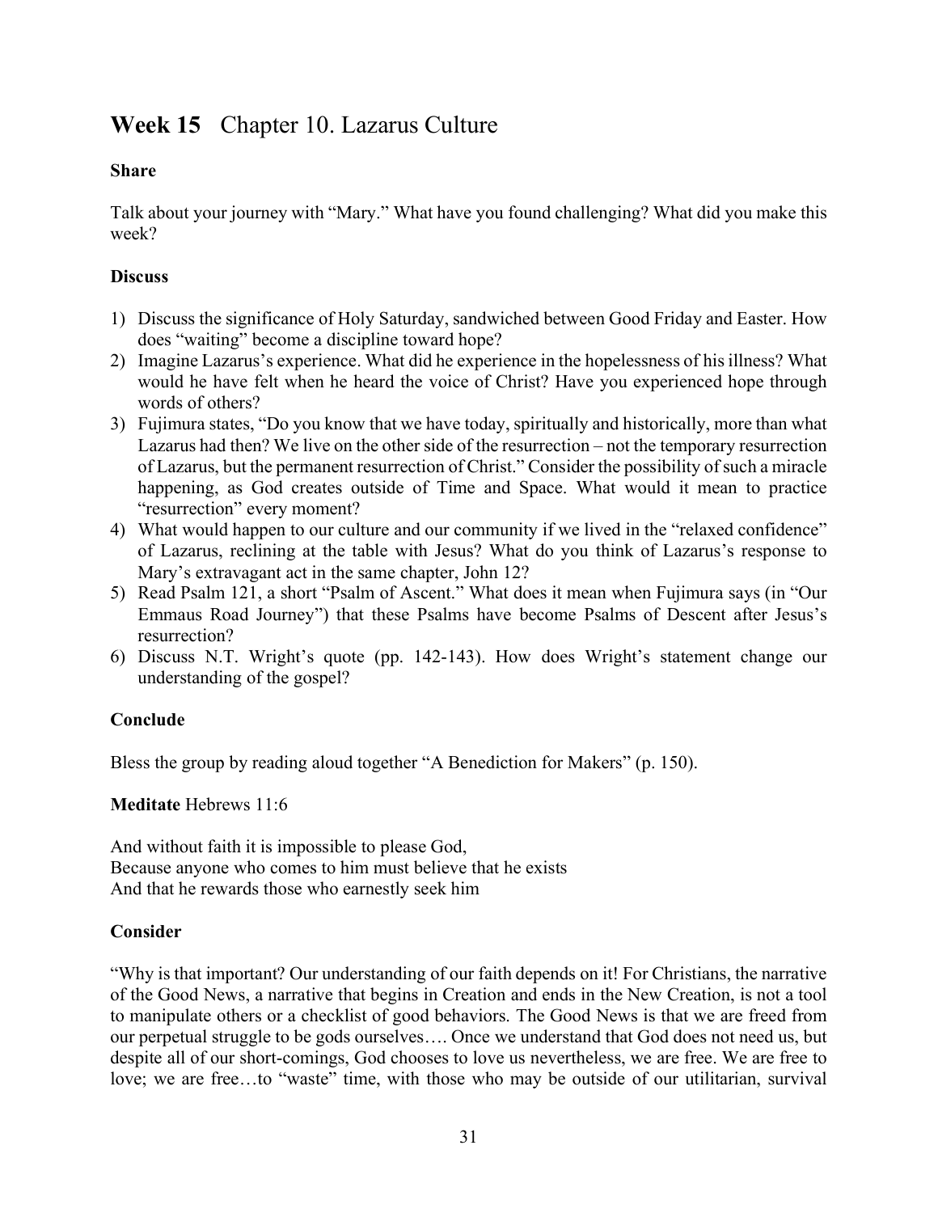## **Week 15** Chapter 10. Lazarus Culture

**Share**

Talk about your journey with "Mary." What have you found challenging? What did you make this week?

**Discuss**

1) Discuss the significance of Holy Saturday, sandwiched between Good Friday and Easter. How does "waiting" become a discipline toward hope?
2) Imagine Lazarus's experience. What did he experience in the hopelessness of his illness? What would he have felt when he heard the voice of Christ? Have you experienced hope through words of others?
3) Fujimura states, "Do you know that we have today, spiritually and historically, more than what Lazarus had then? We live on the other side of the resurrection – not the temporary resurrection of Lazarus, but the permanent resurrection of Christ." Consider the possibility of such a miracle happening, as God creates outside of Time and Space. What would it mean to practice "resurrection" every moment?
4) What would happen to our culture and our community if we lived in the "relaxed confidence" of Lazarus, reclining at the table with Jesus? What do you think of Lazarus's response to Mary's extravagant act in the same chapter, John 12?
5) Read Psalm 121, a short "Psalm of Ascent." What does it mean when Fujimura says (in "Our Emmaus Road Journey") that these Psalms have become Psalms of Descent after Jesus's resurrection?
6) Discuss N.T. Wright's quote (pp. 142-143). How does Wright's statement change our understanding of the gospel?

**Conclude**

Bless the group by reading aloud together "A Benediction for Makers" (p. 150).

**Meditate** Hebrews 11:6

And without faith it is impossible to please God,
Because anyone who comes to him must believe that he exists
And that he rewards those who earnestly seek him

**Consider**

"Why is that important? Our understanding of our faith depends on it! For Christians, the narrative of the Good News, a narrative that begins in Creation and ends in the New Creation, is not a tool to manipulate others or a checklist of good behaviors. The Good News is that we are freed from our perpetual struggle to be gods ourselves…. Once we understand that God does not need us, but despite all of our short-comings, God chooses to love us nevertheless, we are free. We are free to love; we are free…to "waste" time, with those who may be outside of our utilitarian, survival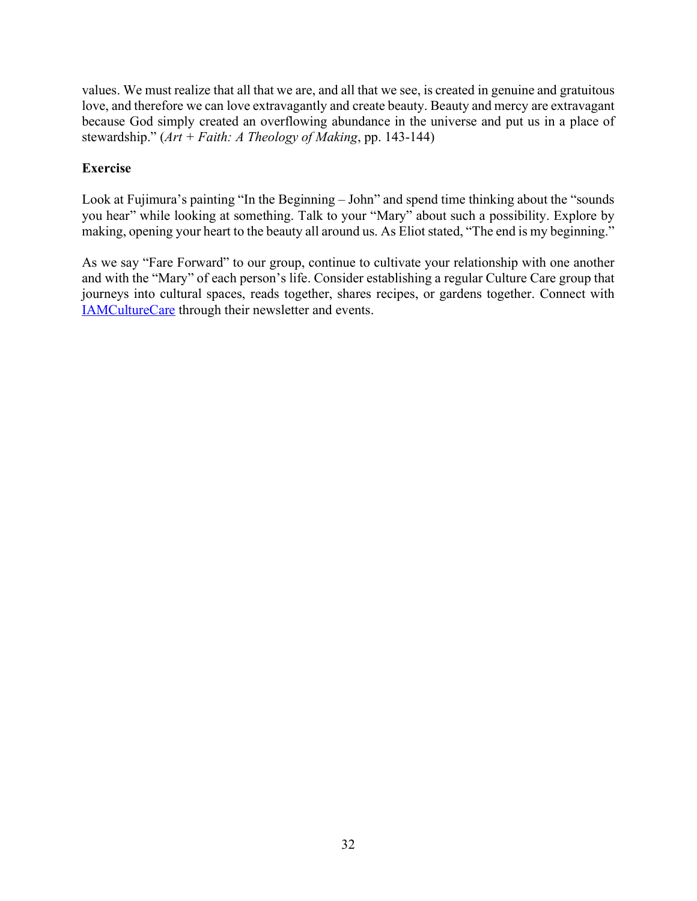values. We must realize that all that we are, and all that we see, is created in genuine and gratuitous love, and therefore we can love extravagantly and create beauty. Beauty and mercy are extravagant because God simply created an overflowing abundance in the universe and put us in a place of stewardship." (*Art + Faith: A Theology of Making*, pp. 143-144)

**Exercise**

Look at Fujimura's painting "In the Beginning – John" and spend time thinking about the "sounds you hear" while looking at something. Talk to your "Mary" about such a possibility. Explore by making, opening your heart to the beauty all around us. As Eliot stated, "The end is my beginning."

As we say "Fare Forward" to our group, continue to cultivate your relationship with one another and with the "Mary" of each person's life. Consider establishing a regular Culture Care group that journeys into cultural spaces, reads together, shares recipes, or gardens together. Connect with IAMCultureCare through their newsletter and events.